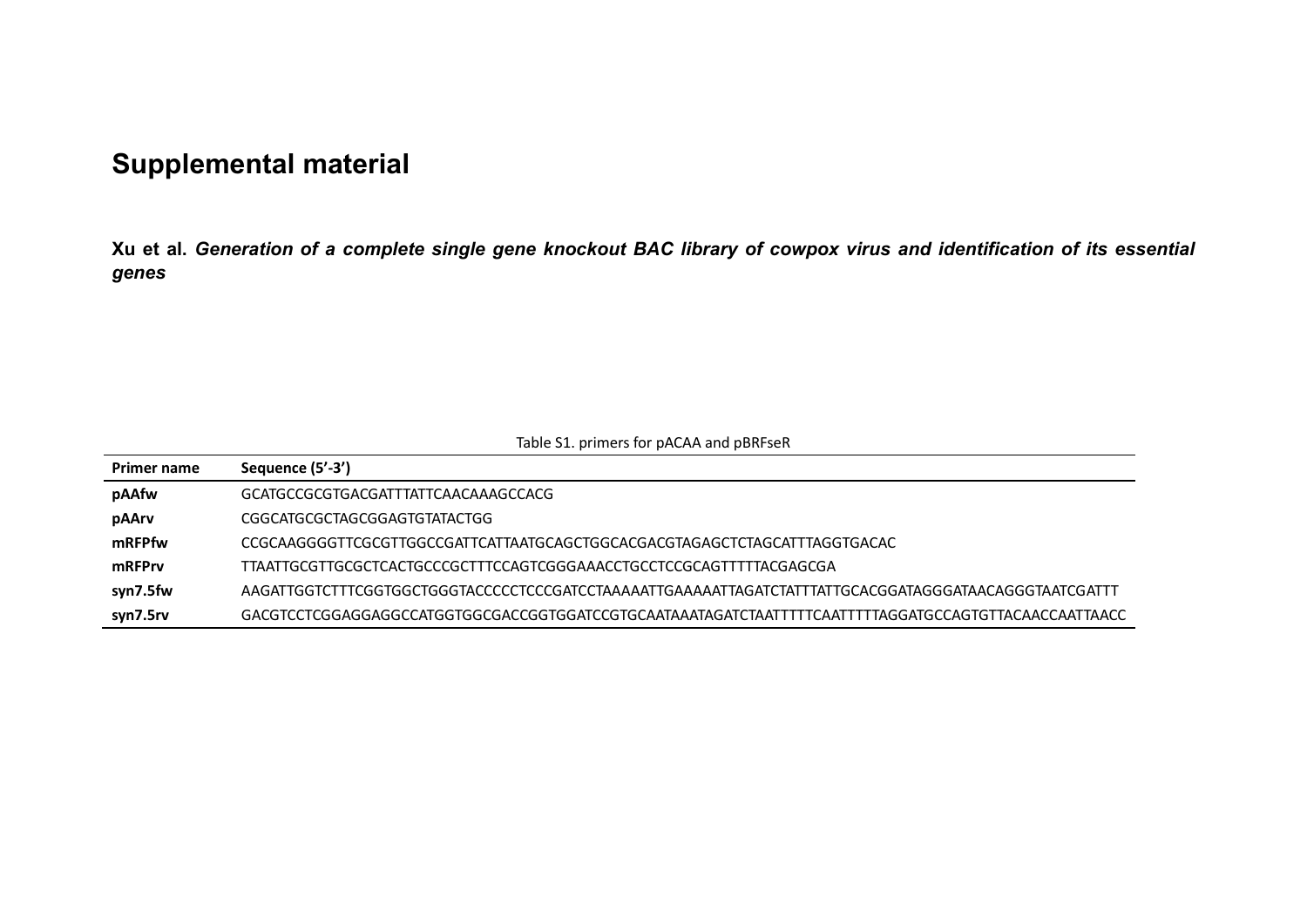# Supplemental material

**Xu et al. *Generation of a complete single gene knockout BAC library of cowpox virus and identification of its essential genes***

Table S1. primers for pACAA and pBRFseR

| Primer name | Sequence (5'-3') |
|---|---|
| **pAAfw** | GCATGCCGCGTGACGATTTATTCAACAAAGCCACG |
| **pAArv** | CGGCATGCGCTAGCGGAGTGTATACTGG |
| **mRFPfw** | CCGCAAGGGGTTCGCGTTGGCCGATTCATTAATGCAGCTGGCACGACGTAGAGCTCTAGCATTTAGGTGACAC |
| **mRFPrv** | TTAATTGCGTTGCGCTCACTGCCCGCTTTCCAGTCGGGAAACCTGCCTCCGCAGTTTTTACGAGCGA |
| **syn7.5fw** | AAGATTGGTCTTTCGGTGGCTGGGTACCCCCTCCCGATCCTAAAAATTGAAAAATTAGATCTATTTATTGCACGGATAGGGATAACAGGGTAATCGATTT |
| **syn7.5rv** | GACGTCCTCGGAGGAGGCCATGGTGGCGACCGGTGGATCCGTGCAATAAATAGATCTAATTTTTCAATTTTTAGGATGCCAGTGTTACAACCAATTAACC |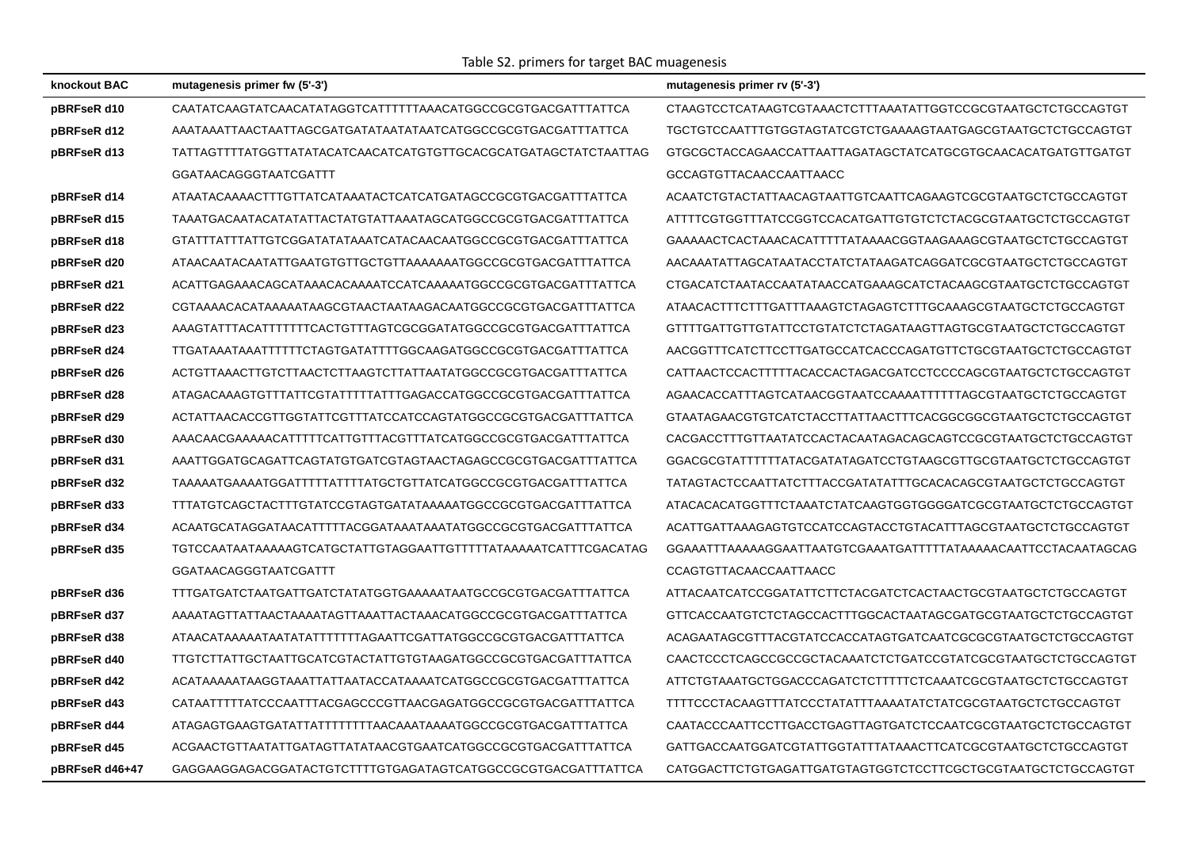Table S2. primers for target BAC muagenesis

| knockout BAC | mutagenesis primer fw (5'-3') | mutagenesis primer rv (5'-3') |
|---|---|---|
| pBRFseR d10 | CAATATCAAGTATCAACATATAGGTCATTTTTTAAACATGGCCGCGTGACGATTTATTCA | CTAAGTCCTCATAAGTCGTAAACTCTTTAAATATTGGTCCGCGTAATGCTCTGCCAGTGT |
| pBRFseR d12 | AAATAAATTAACTAATTAGCGATGATATAATATAATCATGGCCGCGTGACGATTTATTCA | TGCTGTCCAATTTGTGGTAGTATCGTCTGAAAAGTAATGAGCGTAATGCTCTGCCAGTGT |
| pBRFseR d13 | TATTAGTTTTATGGTTATATACATCAACATCATGTGTTGCACGCATGATAGCTATCTAATTAG GGATAACAGGGTAATCGATTT | GTGCGCTACCAGAACCATTAATTAGATAGCTATCATGCGTGCAACACATGATGTTGATGT GCCAGTGTTACAACCAATTAACC |
| pBRFseR d14 | ATAATACAAAACTTTGTTATCATAAATACTCATCATGATAGCCGCGTGACGATTTATTCA | ACAATCTGTACTATTAACAGTAATTGTCAATTCAGAAGTCGCGTAATGCTCTGCCAGTGT |
| pBRFseR d15 | TAAATGACAATACATATATTACTATGTATTAAATAGCATGGCCGCGTGACGATTTATTCA | ATTTTCGTGGTTTATCCGGTCCACATGATTGTGTCTCTACGCGTAATGCTCTGCCAGTGT |
| pBRFseR d18 | GTATTTATTTATTGTCGGATATATAAATCATACAACAATGGCCGCGTGACGATTTATTCA | GAAAAACTCACTAAACACATTTTTATAAAACGGTAAGAAAGCGTAATGCTCTGCCAGTGT |
| pBRFseR d20 | ATAACAATACAATATTGAATGTGTTGCTGTTAAAAAAATGGCCGCGTGACGATTTATTCA | AACAAATATTAGCATAATACCTATCTATAAGATCAGGATCGCGTAATGCTCTGCCAGTGT |
| pBRFseR d21 | ACATTGAGAAACAGCATAAACACAAAATCCATCAAAAATGGCCGCGTGACGATTTATTCA | CTGACATCTAATACCAATATAACCATGAAAGCATCTACAAGCGTAATGCTCTGCCAGTGT |
| pBRFseR d22 | CGTAAAACACATAAAAATAAGCGTAACTAATAAGACAATGGCCGCGTGACGATTTATTCA | ATAACACTTTCTTTGATTTAAAGTCTAGAGTCTTTGCAAAGCGTAATGCTCTGCCAGTGT |
| pBRFseR d23 | AAAGTATTTACATTTTTTTCACTGTTTAGTCGCGGATATGGCCGCGTGACGATTTATTCA | GTTTTGATTGTTGTATTCCTGTATCTCTAGATAAGTTAGTGCGTAATGCTCTGCCAGTGT |
| pBRFseR d24 | TTGATAAATAAATTTTTTCTAGTGATATTTTGGCAAGATGGCCGCGTGACGATTTATTCA | AACGGTTTCATCTTCCTTGATGCCATCACCCAGATGTTCTGCGTAATGCTCTGCCAGTGT |
| pBRFseR d26 | ACTGTTAAACTTGTCTTAACTCTTAAGTCTTATTAATATGGCCGCGTGACGATTTATTCA | CATTAACTCCACTTTTTACACCACTAGACGATCCTCCCCAGCGTAATGCTCTGCCAGTGT |
| pBRFseR d28 | ATAGACAAAGTGTTTATTCGTATTTTTATTTGAGACCATGGCCGCGTGACGATTTATTCA | AGAACACCATTTAGTCATAACGGTAATCCAAAATTTTTTAGCGTAATGCTCTGCCAGTGT |
| pBRFseR d29 | ACTATTAACACCGTTGGTATTCGTTTATCCATCCAGTATGGCCGCGTGACGATTTATTCA | GTAATAGAACGTGTCATCTACCTTATTAACTTTCACGGCGGCGTAATGCTCTGCCAGTGT |
| pBRFseR d30 | AAACAACGAAAAACATTTTTCATTGTTTACGTTTATCATGGCCGCGTGACGATTTATTCA | CACGACCTTTGTTAATATCCACTACAATAGACAGCAGTCCGCGTAATGCTCTGCCAGTGT |
| pBRFseR d31 | AAATTGGATGCAGATTCAGTATGTGATCGTAGTAACTAGAGCCGCGTGACGATTTATTCA | GGACGCGTATTTTTTATACGATATAGATCCTGTAAGCGTTGCGTAATGCTCTGCCAGTGT |
| pBRFseR d32 | TAAAAATGAAAATGGATTTTTATTTTATGCTGTTATCATGGCCGCGTGACGATTTATTCA | TATAGTACTCCAATTATCTTTACCGATATATTTGCACACAGCGTAATGCTCTGCCAGTGT |
| pBRFseR d33 | TTTATGTCAGCTACTTTGTATCCGTAGTGATATAAAAATGGCCGCGTGACGATTTATTCA | ATACACACATGGTTTCTAAATCTATCAAGTGGTGGGGATCGCGTAATGCTCTGCCAGTGT |
| pBRFseR d34 | ACAATGCATAGGATAACATTTTTACGGATAAATAAATATGGCCGCGTGACGATTTATTCA | ACATTGATTAAAGAGTGTCCATCCAGTACCTGTACATTTAGCGTAATGCTCTGCCAGTGT |
| pBRFseR d35 | TGTCCAATAATAAAAAGTCATGCTATTGTAGGAATTGTTTTTATAAAAATCATTTCGACATAG GGATAACAGGGTAATCGATTT | GGAAATTTAAAAAGGAATTAATGTCGAAATGATTTTTATAAAAACAATTCCTACAATAGCAG CCAGTGTTACAACCAATTAACC |
| pBRFseR d36 | TTTGATGATCTAATGATTGATCTATATGGTGAAAAATAATGCCGCGTGACGATTTATTCA | ATTACAATCATCCGGATATTCTTCTACGATCTCACTAACTGCGTAATGCTCTGCCAGTGT |
| pBRFseR d37 | AAAATAGTTATTAACTAAAATAGTTAAATTACTAAACATGGCCGCGTGACGATTTATTCA | GTTCACCAATGTCTCTAGCCACTTTGGCACTAATAGCGATGCGTAATGCTCTGCCAGTGT |
| pBRFseR d38 | ATAACATAAAAATAATATATTTTTTTAGAATTCGATTATGGCCGCGTGACGATTTATTCA | ACAGAATAGCGTTTACGTATCCACCATAGTGATCAATCGCGCGTAATGCTCTGCCAGTGT |
| pBRFseR d40 | TTGTCTTATTGCTAATTGCATCGTACTATTGTGTAAGATGGCCGCGTGACGATTTATTCA | CAACTCCCTCAGCCGCCGCTACAAATCTCTGATCCGTATCGCGTAATGCTCTGCCAGTGT |
| pBRFseR d42 | ACATAAAAATAAGGTAAATTATTAATACCATAAAATCATGGCCGCGTGACGATTTATTCA | ATTCTGTAAATGCTGGACCCAGATCTCTTTTTCTCAAATCGCGTAATGCTCTGCCAGTGT |
| pBRFseR d43 | CATAATTTTTATCCCAATTTACGAGCCCGTTAACGAGATGGCCGCGTGACGATTTATTCA | TTTTCCCTACAAGTTTATCCCTATATTTAAAATATCTATCGCGTAATGCTCTGCCAGTGT |
| pBRFseR d44 | ATAGAGTGAAGTGATATTATTTTTTTTAACAAATAAAATGGCCGCGTGACGATTTATTCA | CAATACCCAATTCCTTGACCTGAGTTAGTGATCTCCAATCGCGTAATGCTCTGCCAGTGT |
| pBRFseR d45 | ACGAACTGTTAATATTGATAGTTATATAACGTGAATCATGGCCGCGTGACGATTTATTCA | GATTGACCAATGGATCGTATTGGTATTTATAAACTTCATCGCGTAATGCTCTGCCAGTGT |
| pBRFseR d46+47 | GAGGAAGGAGACGGATACTGTCTTTTGTGAGATAGTCATGGCCGCGTGACGATTTATTCA | CATGGACTTCTGTGAGATTGATGTAGTGGTCTCCTTCGCTGCGTAATGCTCTGCCAGTGT |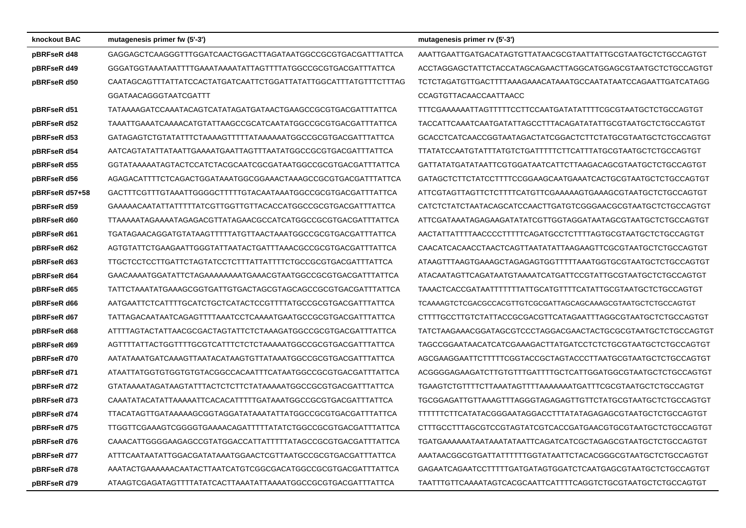| knockout BAC | mutagenesis primer fw (5'-3') | mutagenesis primer rv (5'-3') |
|---|---|---|
| pBRFseR d48 | GAGGAGCTCAAGGGTTTGGATCAACTGGACTTAGATAATGGCCGCGTGACGATTTATTCA | AAATTGAATTGATGACATAGTGTTATAACGCGTAATTATTGCGTAATGCTCTGCCAGTGT |
| pBRFseR d49 | GGGATGGTAAATAATTTTGAAATAAAATATTAGTTTTATGGCCGCGTGACGATTTATTCA | ACCTAGGAGCTATTCTACCATAGCAGAACTTAGGCATGGAGCGTAATGCTCTGCCAGTGT |
| pBRFseR d50 | CAATAGCAGTTTATTATCCACTATGATCAATTCTGGATTATATTGGCATTTATGTTTCTTTAG GGATAACAGGGTAATCGATTT | TCTCTAGATGTTGACTTTTAAAGAAACATAAATGCCAATATAATCCAGAATTGATCATAGG CCAGTGTTACAACCAATTAACC |
| pBRFseR d51 | TATAAAAGATCCAAATACAGTCATATAGATGATAACTGAAGCCGCGTGACGATTTATTCA | TTTCGAAAAAATTAGTTTTTCCTTCCAATGATATATTTTCGCGTAATGCTCTGCCAGTGT |
| pBRFseR d52 | TAAATTGAAATCAAAACATGTATTAAGCCGCATCAATATGGCCGCGTGACGATTTATTCA | TACCATTCAAATCAATGATATTAGCCTTTACAGATATATTGCGTAATGCTCTGCCAGTGT |
| pBRFseR d53 | GATAGAGTCTGTATATTTCTAAAAGTTTTTATAAAAAATGGCCGCGTGACGATTTATTCA | GCACCTCATCAACCGGTAATAGACTATCGGACTCTTCTATGCGTAATGCTCTGCCAGTGT |
| pBRFseR d54 | AATCAGTATATTATAATTGAAAATGAATTAGTTTAATATGGCCGCGTGACGATTTATTCA | TTATATCCAATGTATTTATGTCTGATTTTTCTTCATTTATGCGTAATGCTCTGCCAGTGT |
| pBRFseR d55 | GGTATAAAAATAGTACTCCATCTACGCAATCGCGATAATGGCCGCGTGACGATTTATTCA | GATTATATGATATAATTCGTGGATAATCATTCTTAAGACAGCGTAATGCTCTGCCAGTGT |
| pBRFseR d56 | AGAGACATTTTCTCAGACTGGATAAATGGCGGAAACTAAAGCCGCGTGACGATTTATTCA | GATAGCTCTTCTATCCTTTTCCGGAAGCAATGAAATCACTGCGTAATGCTCTGCCAGTGT |
| pBRFseR d57+58 | GACTTTCGTTTGTAAATTGGGGCTTTTTGTACAATAAATGGCCGCGTGACGATTTATTCA | ATTCGTAGTTAGTTCTCTTTTCATGTTCGAAAAAGTGAAAGCGTAATGCTCTGCCAGTGT |
| pBRFseR d59 | GAAAAACAATATTATTTTTATCGTTGGTTGTTACACCATGGCCGCGTGACGATTTATTCA | CATCTCTATCTAATACAGCATCCAACTTGATGTCGGGAACGCGTAATGCTCTGCCAGTGT |
| pBRFseR d60 | TTAAAAATAGAAAATAGAGACGTTATAGAACGCCATCATGGCCGCGTGACGATTTATTCA | ATTCGATAAATAGAGAAGATATATCGTTGGTAGGATAATAGCGTAATGCTCTGCCAGTGT |
| pBRFseR d61 | TGATAGAACAGGATGTATAAGTTTTTATGTTAACTAAATGGCCGCGTGACGATTTATTCA | AACTATTATTTTAACCCCTTTTTCAGATGCCTCTTTTAGTGCGTAATGCTCTGCCAGTGT |
| pBRFseR d62 | AGTGTATTCTGAAGAATTGGGTATTAATACTGATTTAAACGCCGCGTGACGATTTATTCA | CAACATCACAACCTAACTCAGTTAATATATTAAGAAGTTCGCGTAATGCTCTGCCAGTGT |
| pBRFseR d63 | TTGCTCCTCCTTGATTCTAGTATCCTCTTTATTATTTTCTGCCGCGTGACGATTTATTCA | ATAAGTTTAAGTGAAAGCTAGAGAGTGGTTTTTAAATGGTGCGTAATGCTCTGCCAGTGT |
| pBRFseR d64 | GAACAAAATGGATATTCTAGAAAAAAAATGAAACGTAATGGCCGCGTGACGATTTATTCA | ATACAATAGTTCAGATAATGTAAAATCATGATTCCGTATTGCGTAATGCTCTGCCAGTGT |
| pBRFseR d65 | TATTCTAAATATGAAAGCGGTGATTGTGACTAGCGTAGCAGCCGCGTGACGATTTATTCA | TAAACTCACCGATAATTTTTTTATTGCATGTTTTCATATTGCGTAATGCTCTGCCAGTGT |
| pBRFseR d66 | AATGAATTCTCATTTTGCATCTGCTCATACTCCGTTTTATGCCGCGTGACGATTTATTCA | TCAAAAGTCTCGACGCCACGTTGTCGCGATTAGCAGCAAAGCGTAATGCTCTGCCAGTGT |
| pBRFseR d67 | TATTAGACAATAATCAGAGTTTTAAATCCTCAAAATGAATGCCGCGTGACGATTTATTCA | CTTTTGCCTTGTCTATTACCGCGACGTTCATAGAATTTAGGCGTAATGCTCTGCCAGTGT |
| pBRFseR d68 | ATTTTAGTACTATTAACGCGACTAGTATTCTCTAAAGATGGCCGCGTGACGATTTATTCA | TATCTAAGAAACGGATAGCGTCCCTAGGACGAACTACTGCGCGTAATGCTCTGCCAGTGT |
| pBRFseR d69 | AGTTTTATTACTGGTTTTGCGTCATTTCTCTCTAAAAATGGCCGCGTGACGATTTATTCA | TAGCCGGAATAACATCATCGAAAGACTTATGATCCTCTCTGCGTAATGCTCTGCCAGTGT |
| pBRFseR d70 | AATATAAATGATCAAAGTTAATACATAAGTGTTATAAATGGCCGCGTGACGATTTATTCA | AGCGAAGGAATTCTTTTTCGGTACCGCTAGTACCCTTAATGCGTAATGCTCTGCCAGTGT |
| pBRFseR d71 | ATAATTATGGTGTGGTGTGTACGGCCACAATTTCATAATGGCCGCGTGACGATTTATTCA | ACGGGGAGAAGATCTTGTGTTTGATTTTGCTCATTGGATGGCGTAATGCTCTGCCAGTGT |
| pBRFseR d72 | GTATAAAATAGATAAGTATTTACTCTCTTCTATAAAAATGGCCGCGTGACGATTTATTCA | TGAAGTCTGTTTTCTTAAATAGTTTTAAAAAAATGATTTCGCGTAATGCTCTGCCAGTGT |
| pBRFseR d73 | CAAATATACATATTAAAAATTCACACATTTTTGATAAATGGCCGCGTGACGATTTATTCA | TGCGGAGATTGTTAAAGTTTAGGGTAGAGAGTTGTTCTATGCGTAATGCTCTGCCAGTGT |
| pBRFseR d74 | TTACATAGTTGATAAAAAGCGGTAGGATATAAATATTATGGCCGCGTGACGATTTATTCA | TTTTTTCTTCATATACGGGAATAGGACCTTTATATAGAGAGCGTAATGCTCTGCCAGTGT |
| pBRFseR d75 | TTGGTTCGAAAGTCGGGGTGAAAACAGATTTTTATATCTGGCCGCGTGACGATTTATTCA | CTTTGCCTTTAGCGTCCGTAGTATCGTCACCGATGAACGTGCGTAATGCTCTGCCAGTGT |
| pBRFseR d76 | CAAACATTGGGGAAGAGCCGTATGGACCATTATTTTTATAGCCGCGTGACGATTTATTCA | TGATGAAAAAATAATAAATATAATTCAGATCATCGCTAGAGCGTAATGCTCTGCCAGTGT |
| pBRFseR d77 | ATTTCAATAATATTGGACGATATAAATGGAACTCGTTAATGCCGCGTGACGATTTATTCA | AAATAACGGCGTGATTATTTTTTGGTATAATTCTACACGGGCGTAATGCTCTGCCAGTGT |
| pBRFseR d78 | AAATACTGAAAAAACAATACTTAATCATGTCGGCGACATGGCCGCGTGACGATTTATTCA | GAGAATCAGAATCCTTTTTGATGATAGTGGATCTCAATGAGCGTAATGCTCTGCCAGTGT |
| pBRFseR d79 | ATAAGTCGAGATAGTTTTATATCACTTAAATATTAAAATGGCCGCGTGACGATTTATTCA | TAATTTGTTCAAAATAGTCACGCAATTCATTTTCAGGTCTGCGTAATGCTCTGCCAGTGT |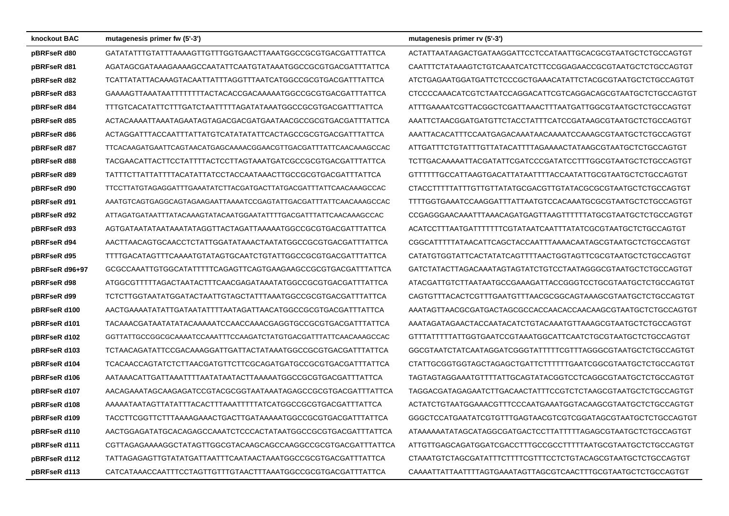| knockout BAC | mutagenesis primer fw (5'-3') | mutagenesis primer rv (5'-3') |
|---|---|---|
| pBRFseR d80 | GATATATTTGTATTTAAAAGTTGTTTGGTGAACTTAAATGGCCGCGTGACGATTTATTCA | ACTATTAATAAGACTGATAAGGATTCCTCCATAATTGCACGCGTAATGCTCTGCCAGTGT |
| pBRFseR d81 | AGATAGCGATAAAGAAAAGCCAATATTCAATGTATAAATGGCCGCGTGACGATTTATTCA | CAATTTCTATAAAGTCTGTCAAATCATCTTCCGGAGAACCGCGTAATGCTCTGCCAGTGT |
| pBRFseR d82 | TCATTATATTACAAAGTACAATTATTTAGGTTTAATCATGGCCGCGTGACGATTTATTCA | ATCTGAGAATGGATGATTCTCCCGCTGAAACATATTCTACGCGTAATGCTCTGCCAGTGT |
| pBRFseR d83 | GAAAAGTTAAATAATTTTTTTTACTACACCGACAAAAATGGCCGCGTGACGATTTATTCA | CTCCCCAAACATCGTCTAATCCAGGACATTCGTCAGGACAGCGTAATGCTCTGCCAGTGT |
| pBRFseR d84 | TTTGTCACATATTCTTTGATCTAATTTTTAGATATAAATGGCCGCGTGACGATTTATTCA | ATTTGAAAATCGTTACGGCTCGATTAAACTTTAATGATTGGCGTAATGCTCTGCCAGTGT |
| pBRFseR d85 | ACTACAAAATTAAATAGAATAGTAGACGACGATGAATAACGCCGCGTGACGATTTATTCA | AAATTCTAACGGATGATGTTCTACCTATTTCATCCGATAAGCGTAATGCTCTGCCAGTGT |
| pBRFseR d86 | ACTAGGATTTACCAATTTATTATGTCATATATATTCACTAGCCGCGTGACGATTTATTCA | AAATTACACATTTCCAATGAGACAAATAACAAAATCCAAAGCGTAATGCTCTGCCAGTGT |
| pBRFseR d87 | TTCACAAGATGAATTCAGTAACATGAGCAAAACGGAACGTTGACGATTTATTCAACAAAGCCAC | ATTGATTTCTGTATTTGTTATACATTTTAGAAAACTATAAGCGTAATGCTCTGCCAGTGT |
| pBRFseR d88 | TACGAACATTACTTCCTATTTTACTCCTTAGTAAATGATCGCCGCGTGACGATTTATTCA | TCTTGACAAAAATTACGATATTCGATCCCGATATCCTTTGGCGTAATGCTCTGCCAGTGT |
| pBRFseR d89 | TATTTCTTATTATTTTACATATTATCCTACCAATAAACTTGCCGCGTGACGATTTATTCA | GTTTTTTGCCATTAAGTGACATTATAATTTTACCAATATTGCGTAATGCTCTGCCAGTGT |
| pBRFseR d90 | TTCCTTATGTAGAGGATTTGAAATATCTTACGATGACTTATGACGATTTATTCAACAAAGCCAC | CTACCTTTTTATTTGTTGTTATATGCGACGTTGTATACGCGCGTAATGCTCTGCCAGTGT |
| pBRFseR d91 | AAATGTCAGTGAGGCAGTAGAAGAATTAAAATCCGAGTATTGACGATTTATTCAACAAAGCCAC | TTTTGGTGAAATCCAAGGATTTATTAATGTCCACAAATGCGCGTAATGCTCTGCCAGTGT |
| pBRFseR d92 | ATTAGATGATAATTTATACAAAGTATACAATGGAATATTTTGACGATTTATTCAACAAAGCCAC | CCGAGGGAACAAATTTAAACAGATGAGTTAAGTTTTTTATGCGTAATGCTCTGCCAGTGT |
| pBRFseR d93 | AGTGATAATATAATAAATATAGGTTACTAGATTAAAAATGGCCGCGTGACGATTTATTCA | ACATCCTTTAATGATTTTTTTCGTATAATCAATTTATATCGCGTAATGCTCTGCCAGTGT |
| pBRFseR d94 | AACTTAACAGTGCAACCTCTATTGGATATAAACTAATATGGCCGCGTGACGATTTATTCA | CGGCATTTTTATAACATTCAGCTACCAATTTAAAACAATAGCGTAATGCTCTGCCAGTGT |
| pBRFseR d95 | TTTTGACATAGTTTCAAAATGTATAGTGCAATCTGTATTGGCCGCGTGACGATTTATTCA | CATATGTGGTATTCACTATATCAGTTTTAACTGGTAGTTCGCGTAATGCTCTGCCAGTGT |
| pBRFseR d96+97 | GCGCCAAATTGTGGCATATTTTTCAGAGTTCAGTGAAGAAGCCGCGTGACGATTTATTCA | GATCTATACTTAGACAAATAGTAGTATCTGTCCTAATAGGGCGTAATGCTCTGCCAGTGT |
| pBRFseR d98 | ATGGCGTTTTTAGACTAATACTTTCAACGAGATAAATATGGCCGCGTGACGATTTATTCA | ATACGATTGTCTTAATAATGCCGAAAGATTACCGGGTCCTGCGTAATGCTCTGCCAGTGT |
| pBRFseR d99 | TCTCTTGGTAATATGGATACTAATTGTAGCTATTTAAATGGCCGCGTGACGATTTATTCA | CAGTGTTTACACTCGTTTGAATGTTTAACGCGGCAGTAAAGCGTAATGCTCTGCCAGTGT |
| pBRFseR d100 | AACTGAAAATATATTGATAATATTTTAATAGATTAACATGGCCGCGTGACGATTTATTCA | AAATAGTTAACGCGATGACTAGCGCCACCAACACCAACAAGCGTAATGCTCTGCCAGTGT |
| pBRFseR d101 | TACAAACGATAATATATACAAAAATCCAACCAAACGAGGTGCCGCGTGACGATTTATTCA | AAATAGATAGAACTACCAATACATCTGTACAAATGTTAAAGCGTAATGCTCTGCCAGTGT |
| pBRFseR d102 | GGTTATTGCCGGCGCAAAATCCAAATTTCCAAGATCTATGTGACGATTTATTCAACAAAGCCAC | GTTTATTTTTATTGGTGAATCCGTAAATGGCATTCAATCTGCGTAATGCTCTGCCAGTGT |
| pBRFseR d103 | TCTAACAGATATTCCGACAAAGGATTGATTACTATAAATGGCCGCGTGACGATTTATTCA | GGCGTAATCTATCAATAGGATCGGGTATTTTTCGTTTAGGGCGTAATGCTCTGCCAGTGT |
| pBRFseR d104 | TCACAACCAGTATCTCTTAACGATGTTCTTCGCAGATGATGCCGCGTGACGATTTATTCA | CTATTGCGGTGGTAGCTAGAGCTGATTCTTTTTTGAATCGGCGTAATGCTCTGCCAGTGT |
| pBRFseR d106 | AATAAACATTGATTAAATTTTAATATAATACTTAAAAATGGCCGCGTGACGATTTATTCA | TAGTAGTAGGAAATGTTTTATTGCAGTATACGGTCCTCAGGCGTAATGCTCTGCCAGTGT |
| pBRFseR d107 | AACAGAAATAGCAAGAGATCCGTACGCGGTAATAAATAGAGCCGCGTGACGATTTATTCA | TAGGACGATAGAGAATCTTGACAACTATTTCCGTCTCTAAGCGTAATGCTCTGCCAGTGT |
| pBRFseR d108 | AAAAATAATAGTTATATTTACACTTTAAATTTTTATCATGGCCGCGTGACGATTTATTCA | ACTATCTGTAATGGAAACGTTTCCCAATGAAATGGTACAAGCGTAATGCTCTGCCAGTGT |
| pBRFseR d109 | TACCTTCGGTTCTTTAAAAGAAACTGACTTGATAAAAATGGCCGCGTGACGATTTATTCA | GGGCTCCATGAATATCGTGTTTGAGTAACGTCGTCGGATAGCGTAATGCTCTGCCAGTGT |
| pBRFseR d110 | AACTGGAGATATGCACAGAGCCAAATCTCCCACTATAATGGCCGCGTGACGATTTATTCA | ATAAAAAATATAGCATAGGCGATGACTCCTTATTTTTAGAGCGTAATGCTCTGCCAGTGT |
| pBRFseR d111 | CGTTAGAGAAAAGGCTATAGTTGGCGTACAAGCAGCCAAGGCCGCGTGACGATTTATTCA | ATTGTTGAGCAGATGGATCGACCTTTGCCGCCTTTTTAATGCGTAATGCTCTGCCAGTGT |
| pBRFseR d112 | TATTAGAGAGTTGTATATGATTAATTTCAATAACTAAATGGCCGCGTGACGATTTATTCA | CTAAATGTCTAGCGATATTTCTTTTCGTTTCCTCTGTACAGCGTAATGCTCTGCCAGTGT |
| pBRFseR d113 | CATCATAAACCAATTTCCTAGTTGTTTGTAACTTTAAATGGCCGCGTGACGATTTATTCA | CAAAATTATTAATTTTAGTGAAATAGTTAGCGTCAACTTTGCGTAATGCTCTGCCAGTGT |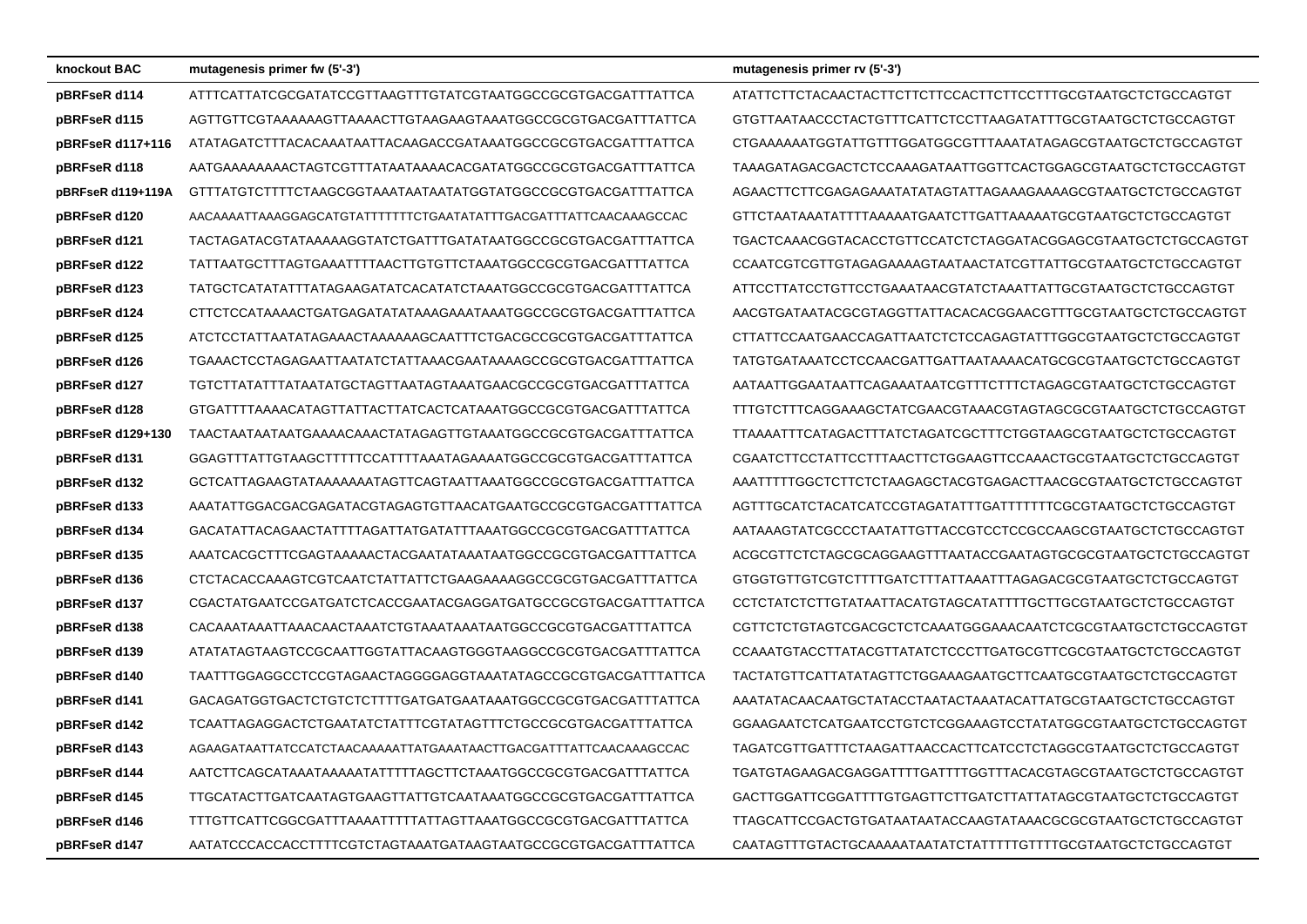| knockout BAC | mutagenesis primer fw (5'-3') | mutagenesis primer rv (5'-3') |
|---|---|---|
| pBRFseR d114 | ATTTCATTATCGCGATATCCGTTAAGTTTGTATCGTAATGGCCGCGTGACGATTTATTCA | ATATTCTTCTACAACTACTTCTTCTTCCACTTCTTCCTTTGCGTAATGCTCTGCCAGTGT |
| pBRFseR d115 | AGTTGTTCGTAAAAAAGTTAAAACTTGTAAGAAGTAAATGGCCGCGTGACGATTTATTCA | GTGTTAATAACCCTACTGTTTCATTCTCCTTAAGATATTTGCGTAATGCTCTGCCAGTGT |
| pBRFseR d117+116 | ATATAGATCTTTACACAAATAATTACAAGACCGATAAATGGCCGCGTGACGATTTATTCA | CTGAAAAAATGGTATTGTTTGGATGGCGTTTAAATATAGAGCGTAATGCTCTGCCAGTGT |
| pBRFseR d118 | AATGAAAAAAAACTAGTCGTTTATAATAAAACACGATATGGCCGCGTGACGATTTATTCA | TAAAGATAGACGACTCTCCAAAGATAATTGGTTCACTGGAGCGTAATGCTCTGCCAGTGT |
| pBRFseR d119+119A | GTTTATGTCTTTTCTAAGCGGTAAATAATAATATGGTATGGCCGCGTGACGATTTATTCA | AGAACTTCTTCGAGAGAAATATATAGTATTAGAAAGAAAAGCGTAATGCTCTGCCAGTGT |
| pBRFseR d120 | AACAAAATTAAAGGAGCATGTATTTTTTTCTGAATATATTTGACGATTTATTCAACAAAGCCAC | GTTCTAATAAATATTTTAAAAATGAATCTTGATTAAAAATGCGTAATGCTCTGCCAGTGT |
| pBRFseR d121 | TACTAGATACGTATAAAAAGGTATCTGATTTGATATAATGGCCGCGTGACGATTTATTCA | TGACTCAAACGGTACACCTGTTCCATCTCTAGGATACGGAGCGTAATGCTCTGCCAGTGT |
| pBRFseR d122 | TATTAATGCTTTAGTGAAATTTTAACTTGTGTTCTAAATGGCCGCGTGACGATTTATTCA | CCAATCGTCGTTGTAGAGAAAAGTAATAACTATCGTTATTGCGTAATGCTCTGCCAGTGT |
| pBRFseR d123 | TATGCTCATATATTTATAGAAGATATCACATATCTAAATGGCCGCGTGACGATTTATTCA | ATTCCTTATCCTGTTCCTGAAATAACGTATCTAAATTATTGCGTAATGCTCTGCCAGTGT |
| pBRFseR d124 | CTTCTCCATAAAACTGATGAGATATATAAAGAAATAAATGGCCGCGTGACGATTTATTCA | AACGTGATAATACGCGTAGGTTATTACACACGGAACGTTTGCGTAATGCTCTGCCAGTGT |
| pBRFseR d125 | ATCTCCTATTAATATAGAAACTAAAAAAGCAATTTCTGACGCCGCGTGACGATTTATTCA | CTTATTCCAATGAACCAGATTAATCTCTCCAGAGTATTTGGCGTAATGCTCTGCCAGTGT |
| pBRFseR d126 | TGAAACTCCTAGAGAATTAATATCTATTAAACGAATAAAAGCCGCGTGACGATTTATTCA | TATGTGATAAATCCTCCAACGATTGATTAATAAAACATGCGCGTAATGCTCTGCCAGTGT |
| pBRFseR d127 | TGTCTTATATTTATAATATGCTAGTTAATAGTAAATGAACGCCGCGTGACGATTTATTCA | AATAATTGGAATAATTCAGAAATAATCGTTTCTTTCTAGAGCGTAATGCTCTGCCAGTGT |
| pBRFseR d128 | GTGATTTTAAAACATAGTTATTACTTATCACTCATAAATGGCCGCGTGACGATTTATTCA | TTTGTCTTTCAGGAAAGCTATCGAACGTAAACGTAGTAGCGCGTAATGCTCTGCCAGTGT |
| pBRFseR d129+130 | TAACTAATAATAATGAAAACAAACTATAGAGTTGTAAATGGCCGCGTGACGATTTATTCA | TTAAAATTTCATAGACTTTATCTAGATCGCTTTCTGGTAAGCGTAATGCTCTGCCAGTGT |
| pBRFseR d131 | GGAGTTTATTGTAAGCTTTTTCCATTTTAAATAGAAAATGGCCGCGTGACGATTTATTCA | CGAATCTTCCTATTCCTTTAACTTCTGGAAGTTCCAAACTGCGTAATGCTCTGCCAGTGT |
| pBRFseR d132 | GCTCATTAGAAGTATAAAAAAATAGTTCAGTAATTAAATGGCCGCGTGACGATTTATTCA | AAATTTTTGGCTCTTCTCTAAGAGCTACGTGAGACTTAACGCGTAATGCTCTGCCAGTGT |
| pBRFseR d133 | AAATATTGGACGACGAGATACGTAGAGTGTTAACATGAATGCCGCGTGACGATTTATTCA | AGTTTGCATCTACATCATCCGTAGATATTTGATTTTTTTCGCGTAATGCTCTGCCAGTGT |
| pBRFseR d134 | GACATATTACAGAACTATTTTAGATTATGATATTTAAATGGCCGCGTGACGATTTATTCA | AATAAAGTATCGCCCTAATATTGTTACCGTCCTCCGCCAAGCGTAATGCTCTGCCAGTGT |
| pBRFseR d135 | AAATCACGCTTTCGAGTAAAAACTACGAATATAAATAATGGCCGCGTGACGATTTATTCA | ACGCGTTCTCTAGCGCAGGAAGTTTAATACCGAATAGTGCGCGTAATGCTCTGCCAGTGT |
| pBRFseR d136 | CTCTACACCAAAGTCGTCAATCTATTATTCTGAAGAAAAGGCCGCGTGACGATTTATTCA | GTGGTGTTGTCGTCTTTTGATCTTTATTAAATTTAGAGACGCGTAATGCTCTGCCAGTGT |
| pBRFseR d137 | CGACTATGAATCCGATGATCTCACCGAATACGAGGATGATGCCGCGTGACGATTTATTCA | CCTCTATCTCTTGTATAATTACATGTAGCATATTTTGCTTGCGTAATGCTCTGCCAGTGT |
| pBRFseR d138 | CACAAATAAATTAAACAACTAAATCTGTAAATAAATAATGGCCGCGTGACGATTTATTCA | CGTTCTCTGTAGTCGACGCTCTCAAATGGGAAACAATCTCGCGTAATGCTCTGCCAGTGT |
| pBRFseR d139 | ATATATAGTAAGTCCGCAATTGGTATTACAAGTGGGTAAGGCCGCGTGACGATTTATTCA | CCAAATGTACCTTATACGTTATATCTCCCTTGATGCGTTCGCGTAATGCTCTGCCAGTGT |
| pBRFseR d140 | TAATTTGGAGGCCTCCGTAGAACTAGGGGAGGTAAATATAGCCGCGTGACGATTTATTCA | TACTATGTTCATTATATAGTTCTGGAAAGAATGCTTCAATGCGTAATGCTCTGCCAGTGT |
| pBRFseR d141 | GACAGATGGTGACTCTGTCTCTTTTGATGATGAATAAATGGCCGCGTGACGATTTATTCA | AAATATACAACAATGCTATACCTAATACTAAATACATTATGCGTAATGCTCTGCCAGTGT |
| pBRFseR d142 | TCAATTAGAGGACTCTGAATATCTATTTCGTATAGTTTCTGCCGCGTGACGATTTATTCA | GGAAGAATCTCATGAATCCTGTCTCGGAAAGTCCTATATGGCGTAATGCTCTGCCAGTGT |
| pBRFseR d143 | AGAAGATAATTATCCATCTAACAAAAATTATGAAATAACTTGACGATTTATTCAACAAAGCCAC | TAGATCGTTGATTTCTAAGATTAACCACTTCATCCTCTAGGCGTAATGCTCTGCCAGTGT |
| pBRFseR d144 | AATCTTCAGCATAAATAAAAATATTTTTAGCTTCTAAATGGCCGCGTGACGATTTATTCA | TGATGTAGAAGACGAGGATTTTGATTTTGGTTTACACGTAGCGTAATGCTCTGCCAGTGT |
| pBRFseR d145 | TTGCATACTTGATCAATAGTGAAGTTATTGTCAATAAATGGCCGCGTGACGATTTATTCA | GACTTGGATTCGGATTTTGTGAGTTCTTGATCTTATTATAGCGTAATGCTCTGCCAGTGT |
| pBRFseR d146 | TTTGTTCATTCGGCGATTTAAAATTTTTATTAGTTAAATGGCCGCGTGACGATTTATTCA | TTAGCATTCCGACTGTGATAATAATACCAAGTATAAACGCGCGTAATGCTCTGCCAGTGT |
| pBRFseR d147 | AATATCCCACCACCTTTTCGTCTAGTAAATGATAAGTAATGCCGCGTGACGATTTATTCA | CAATAGTTTGTACTGCAAAAATAATATCTATTTTTGTTTGCGTAATGCTCTGCCAGTGT |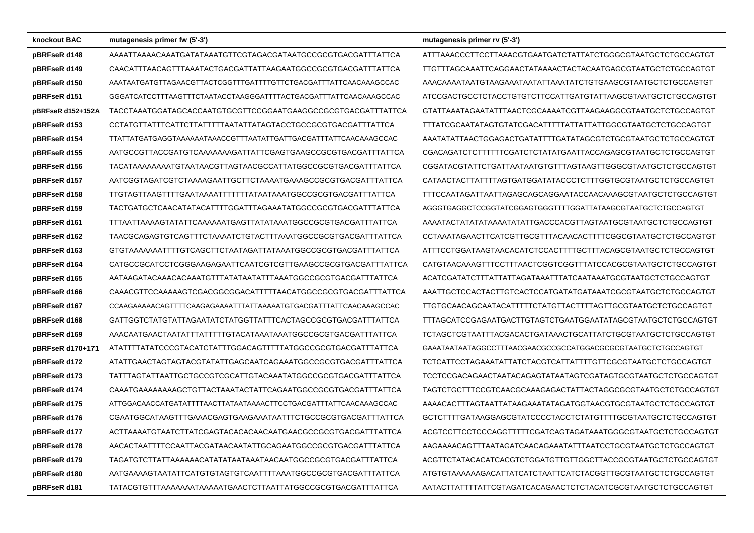| knockout BAC | mutagenesis primer fw (5'-3') | mutagenesis primer rv (5'-3') |
|---|---|---|
| pBRFseR d148 | AAAATTAAAACAAATGATATAAATGTTCGTAGACGATAATGCCGCGTGACGATTTATTCA | ATTTAAACCCTTCCTTAAACGTGAATGATCTATTATCTGGGCGTAATGCTCTGCCAGTGT |
| pBRFseR d149 | CAACATTTAACAGTTTAAATACTGACGATTATTAAGAATGGCCGCGTGACGATTTATTCA | TTGTTTAGCAAATTCAGGAACTATAAAACTACTACAATGAGCGTAATGCTCTGCCAGTGT |
| pBRFseR d150 | AAATAATGATGTTAGAACGTTACTCGGTTTGATTTTGTTCTGACGATTTATTCAACAAAGCCAC | AAACAAAATAATGTAAGAAATAATATTAAATATCTGTGAAGCGTAATGCTCTGCCAGTGT |
| pBRFseR d151 | GGGATCATCCTTTAAGTTTCTAATACCTAAGGGATTTTACTGACGATTTATTCAACAAAGCCAC | ATCCGACTGCCTCTACCTGTGTCTTCCATTGATGTATTAAGCGTAATGCTCTGCCAGTGT |
| pBRFseR d152+152A | TACCTAAATGGATAGCACCAATGTGCGTTCCGGAATGAAGGCCGCGTGACGATTTATTCA | GTATTAAATAGAATATTTAACTCGCAAAATCGTTAAGAAGGCGTAATGCTCTGCCAGTGT |
| pBRFseR d153 | CCTATGTTATTTCATTCTTATTTTTAATATTATAGTACCTGCCGCGTGACGATTTATTCA | TTTATCGCAATATAGTGTATCGACATTTTTATTATTATTGGCGTAATGCTCTGCCAGTGT |
| pBRFseR d154 | TTATTATGATGAGGTAAAAAATAAACCGTTTAATATTGATTGACGATTTATTCAACAAAGCCAC | AAATATATTAACTGGAGACTGATATTTTGATATAGCGTCTGCGTAATGCTCTGCCAGTGT |
| pBRFseR d155 | AATGCCGTTACCGATGTCAAAAAAAGATTATTCGAGTGAAGCCGCGTGACGATTTATTCA | CGACAGATCTCTTTTTTCGATCTCTATATGAATTACCAGAGCGTAATGCTCTGCCAGTGT |
| pBRFseR d156 | TACATAAAAAAAATGTAATAACGTTAGTAACGCCATTATGGCCGCGTGACGATTTATTCA | CGGATACGTATTCTGATTAATAATGTGTTTAGTAAGTTGGGCGTAATGCTCTGCCAGTGT |
| pBRFseR d157 | AATCGGTAGATCGTCTAAAAGAATTGCTTCTAAAATGAAAGCCGCGTGACGATTTATTCA | CATAACTACTTATTTTAGTGATGGATATACCCTCTTTGGTGCGTAATGCTCTGCCAGTGT |
| pBRFseR d158 | TTGTAGTTAAGTTTTGAATAAAATTTTTTTATAATAAATGGCCGCGTGACGATTTATTCA | TTTCCAATAGATTAATTAGAGCAGCAGGAATACCAACAAAGCGTAATGCTCTGCCAGTGT |
| pBRFseR d159 | TACTGATGCTCAACATATACATTTTGGATTTAGAAATATGGCCGCGTGACGATTTATTCA | AGGGTGAGGCTCCGGTATCGGAGTGGGTTTTGGATTATAAGCGTAATGCTCTGCCAGTGT |
| pBRFseR d161 | TTTAATTAAAAGTATATTCAAAAAATGAGTTATATAAATGGCCGCGTGACGATTTATTCA | AAAATACTATATATAAAATATATTGACCCACGTTAGTAATGCGTAATGCTCTGCCAGTGT |
| pBRFseR d162 | TAACGCAGAGTGTCAGTTTCTAAAATCTGTACTTTAAATGGCCGCGTGACGATTTATTCA | CCTAAATAGAACTTCATCGTTGCGTTTACAACACTTTTCGGCGTAATGCTCTGCCAGTGT |
| pBRFseR d163 | GTGTAAAAAAATTTTGTCAGCTTCTAATAGATTATAAATGGCCGCGTGACGATTTATTCA | ATTTCCTGGATAAGTAACACATCTCCACTTTTGCTTTACAGCGTAATGCTCTGCCAGTGT |
| pBRFseR d164 | CATGCCGCATCCTCGGGAAGAGAATTCAATCGTCGTTGAAGCCGCGTGACGATTTATTCA | CATGTAACAAAGTTTCCTTTAACTCGGTCGGTTTATCCACGCGTAATGCTCTGCCAGTGT |
| pBRFseR d165 | AATAAGATACAAACACAAATGTTTATATAATATTTAAATGGCCGCGTGACGATTTATTCA | ACATCGATATCTTTATTATTAGATAAATTTATCAATAAATGCGTAATGCTCTGCCAGTGT |
| pBRFseR d166 | CAAACGTTCCAAAAAGTCGACGGCGGACATTTTTAACATGGCCGCGTGACGATTTATTCA | AAATTGCTCCACTACTTGTCACTCCATGATATGATAAATCGCGTAATGCTCTGCCAGTGT |
| pBRFseR d167 | CCAAGAAAAACAGTTTTCAAGAGAAAATTTATTAAAAATGTGACGATTTATTCAACAAAGCCAC | TTGTGCAACAGCAATACATTTTTCTATGTTACTTTTAGTTGCGTAATGCTCTGCCAGTGT |
| pBRFseR d168 | GATTGGTCTATGTATTAGAATATCTATGGTTATTTCACTAGCCGCGTGACGATTTATTCA | TTTAGCATCCGAGAATGACTTGTAGTCTGAATGGAATATAGCGTAATGCTCTGCCAGTGT |
| pBRFseR d169 | AAACAATGAACTAATATTTATTTTTGTACATAAATAAATGGCCGCGTGACGATTTATTCA | TCTAGCTCGTAATTTACGACACTGATAAACTGCATTATCTGCGTAATGCTCTGCCAGTGT |
| pBRFseR d170+171 | ATATTTTATATCCCGTACATCTATTTGGACAGTTTTTATGGCCGCGTGACGATTTATTCA | GAAATAATAATAGGCCTTTAACGAACGCCGCCATGGACGCGCGTAATGCTCTGCCAGTGT |
| pBRFseR d172 | ATATTGAACTAGTAGTACGTATATTGAGCAATCAGAAATGGCCGCGTGACGATTTATTCA | TCTCATTCCTAGAAATATTATCTACGTCATTATTTTGTTCGCGTAATGCTCTGCCAGTGT |
| pBRFseR d173 | TATTTAGTATTAATTGCTGCCGTCGCATTGTACAAATATGGCCGCGTGACGATTTATTCA | TCCTCCGACAGAACTAATACAGAGTATAATAGTCGATAGTGCGTAATGCTCTGCCAGTGT |
| pBRFseR d174 | CAAATGAAAAAAAAGCTGTTACTAAATACTATTCAGAATGGCCGCGTGACGATTTATTCA | TAGTCTGCTTTCCGTCAACGCAAAGAGACTATTACTAGGCGCGTAATGCTCTGCCAGTGT |
| pBRFseR d175 | ATTGGACAACCATGATATTTTAACTTATAATAAAACTTCCTGACGATTTATTCAACAAAGCCAC | AAAACACTTTAGTAATTATAAGAAATATAGATGGTAACGTGCGTAATGCTCTGCCAGTGT |
| pBRFseR d176 | CGAATGGCATAAGTTTGAAACGAGTGAAGAAATAATTTCTGCCGCGTGACGATTTATTCA | GCTCTTTTGATAAGGAGCGTATCCCCTACCTCTATGTTTTGCGTAATGCTCTGCCAGTGT |
| pBRFseR d177 | ACTTAAAATGTAATCTTATCGAGTACACACAACAATGAACGCCGCGTGACGATTTATTCA | ACGTCCTTCCTCCCAGGTTTTTCGATCAGTAGATAAATGGGCGTAATGCTCTGCCAGTGT |
| pBRFseR d178 | AACACTAATTTTCCAATTACGATAACAATATTGCAGAATGGCCGCGTGACGATTTATTCA | AAGAAAACAGTTTAATAGATCAACAGAAATATTTAATCCTGCGTAATGCTCTGCCAGTGT |
| pBRFseR d179 | TAGATGTCTTATTAAAAAACATATATAATAAATAACAATGGCCGCGTGACGATTTATTCA | ACGTTCTATACACATCACGTCTGGATGTTGTTGGCTTACCGCGTAATGCTCTGCCAGTGT |
| pBRFseR d180 | AATGAAAAGTAATATTCATGTGTAGTGTCAATTTTAAATGGCCGCGTGACGATTTATTCA | ATGTGTAAAAAAGACATTATCATCTAATTCATCTACGGTTGCGTAATGCTCTGCCAGTGT |
| pBRFseR d181 | TATACGTGTTTAAAAAAATAAAAATGAACTCTTAATTATGGCCGCGTGACGATTTATTCA | AATACTTATTTTATTCGTAGATCACAGAACTCTCTACATCGCGTAATGCTCTGCCAGTGT |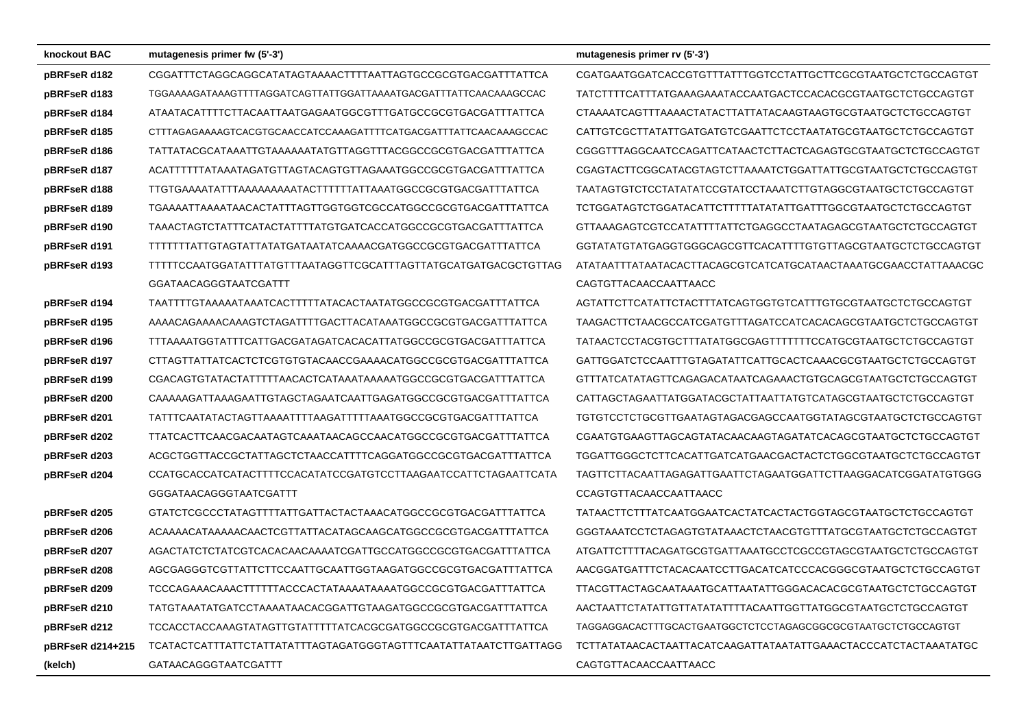| knockout BAC | mutagenesis primer fw (5'-3') | mutagenesis primer rv (5'-3') |
|---|---|---|
| pBRFseR d182 | CGGATTTCTAGGCAGGCATATAGTAAAACTTTTAATTAGTGCCGCGTGACGATTTATTCA | CGATGAATGGATCACCGTGTTTATTTGGTCCTATTGCTTCGCGTAATGCTCTGCCAGTGT |
| pBRFseR d183 | TGGAAAAGATAAAGTTTTAGGATCAGTTATTGGATTAAAATGACGATTTATTCAACAAAGCCAC | TATCTTTTCATTTATGAAAGAAATACCAATGACTCCACACGCGTAATGCTCTGCCAGTGT |
| pBRFseR d184 | ATAATACATTTTCTTACAATTAATGAGAATGGCGTTTGATGCCGCGTGACGATTTATTCA | CTAAAATCAGTTTAAAACTATACTTATTATACAAGTAAGTGCGTAATGCTCTGCCAGTGT |
| pBRFseR d185 | CTTTAGAGAAAAGTCACGTGCAACCATCCAAAGATTTTCATGACGATTTATTCAACAAAGCCAC | CATTGTCGCTTATATTGATGATGTCGAATTCTCCTAATATGCGTAATGCTCTGCCAGTGT |
| pBRFseR d186 | TATTATACGCATAAATTGTAAAAAATATGTTAGGTTTACGGCCGCGTGACGATTTATTCA | CGGGTTTAGGCAATCCAGATTCATAACTCTTACTCAGAGTGCGTAATGCTCTGCCAGTGT |
| pBRFseR d187 | ACATTTTTTATAAATAGATGTTAGTACAGTGTTAGAAATGGCCGCGTGACGATTTATTCA | CGAGTACTTCGGCATACGTAGTCTTAAAATCTGGATTATTGCGTAATGCTCTGCCAGTGT |
| pBRFseR d188 | TTGTGAAAATATTTAAAAAAAAATACTTTTTTATTAAATGGCCGCGTGACGATTTATTCA | TAATAGTGTCTCCTATATATCCGTATCCTAAATCTTGTAGGCGTAATGCTCTGCCAGTGT |
| pBRFseR d189 | TGAAAATTAAAATAACACTATTTAGTTGGTGGTCGCCATGGCCGCGTGACGATTTATTCA | TCTGGATAGTCTGGATACATTCTTTTTATATATTGATTTGGCGTAATGCTCTGCCAGTGT |
| pBRFseR d190 | TAAACTAGTCTATTTCATACTATTTTATGTGATCACCATGGCCGCGTGACGATTTATTCA | GTTAAAGAGTCGTCCATATTTTATTCTGAGGCCTAATAGAGCGTAATGCTCTGCCAGTGT |
| pBRFseR d191 | TTTTTTTATTGTAGTATTATATGATAATATCAAAACGATGGCCGCGTGACGATTTATTCA | GGTATATGTATGAGGTGGGCAGCGTTCACATTTTGTGTTAGCGTAATGCTCTGCCAGTGT |
| pBRFseR d193 | TTTTTCCAATGGATATTTATGTTTAATAGGTTCGCATTTAGTTATGCATGATGACGCTGTTAG GGATAACAGGGTAATCGATTT | ATATAATTTATAATACACTTACAGCGTCATCATGCATAACTAAATGCGAACCTATTAAACGC CAGTGTTACAACCAATTAACC |
| pBRFseR d194 | TAATTTTGTAAAAATAAATCACTTTTTATACACTAATATGGCCGCGTGACGATTTATTCA | AGTATTCTTCATATTCTACTTTATCAGTGGTGTCATTTGTGCGTAATGCTCTGCCAGTGT |
| pBRFseR d195 | AAAACAGAAAACAAAGTCTAGATTTTGACTTACATAAATGGCCGCGTGACGATTTATTCA | TAAGACTTCTAACGCCATCGATGTTTAGATCCATCACACAGCGTAATGCTCTGCCAGTGT |
| pBRFseR d196 | TTTAAAATGGTATTTCATTGACGATAGATCACACATTATGGCCGCGTGACGATTTATTCA | TATAACTCCTACGTGCTTTATATGGCGAGTTTTTTTCCATGCGTAATGCTCTGCCAGTGT |
| pBRFseR d197 | CTTAGTTATTATCACTCTCGTGTGTACAACCGAAAACATGGCCGCGTGACGATTTATTCA | GATTGGATCTCCAATTTGTAGATATTCATTGCACTCAAACGCGTAATGCTCTGCCAGTGT |
| pBRFseR d199 | CGACAGTGTATACTATTTTTAACACTCATAAATAAAAATGGCCGCGTGACGATTTATTCA | GTTTATCATATAGTTCAGAGACATAATCAGAAACTGTGCAGCGTAATGCTCTGCCAGTGT |
| pBRFseR d200 | CAAAAAGATTAAAGAATTGTAGCTAGAATCAATTGAGATGGCCGCGTGACGATTTATTCA | CATTAGCTAGAATTATGGATACGCTATTAATTATGTCATAGCGTAATGCTCTGCCAGTGT |
| pBRFseR d201 | TATTTCAATATACTAGTTAAAATTTTAAGATTTTTAAATGGCCGCGTGACGATTTATTCA | TGTGTCCTCTGCGTTGAATAGTAGACGAGCCAATGGTATAGCGTAATGCTCTGCCAGTGT |
| pBRFseR d202 | TTATCACTTCAACGACAATAGTCAAATAACAGCCAACATGGCCGCGTGACGATTTATTCA | CGAATGTGAAGTTAGCAGTATACAACAAGTAGATATCACAGCGTAATGCTCTGCCAGTGT |
| pBRFseR d203 | ACGCTGGTTACCGCTATTAGCTCTAACCATTTTCAGGATGGCCGCGTGACGATTTATTCA | TGGATTGGGCTCTTCACATTGATCATGAACGACTACTCTGGCGTAATGCTCTGCCAGTGT |
| pBRFseR d204 | CCATGCACCATCATACTTTTCCACATATCCGATGTCCTTAAGAATCCATTCTAGAATTCATA GGGATAACAGGGTAATCGATTT | TAGTTCTTACAATTAGAGATTGAATTCTAGAATGGATTCTTAAGGACATCGGATATGTGGG CCAGTGTTACAACCAATTAACC |
| pBRFseR d205 | GTATCTCGCCCTATAGTTTTATTGATTACTACTAAACATGGCCGCGTGACGATTTATTCA | TATAACTTCTTTATCAATGGAATCACTATCACTACTGGTAGCGTAATGCTCTGCCAGTGT |
| pBRFseR d206 | ACAAAACATAAAAACAACTCGTTATTACATAGCAAGCATGGCCGCGTGACGATTTATTCA | GGGTAAATCCTCTAGAGTGTATAAACTCTAACGTGTTTATGCGTAATGCTCTGCCAGTGT |
| pBRFseR d207 | AGACTATCTCTATCGTCACACAACAAAATCGATTGCCATGGCCGCGTGACGATTTATTCA | ATGATTCTTTTACAGATGCGTGATTAAATGCCTCGCCGTAGCGTAATGCTCTGCCAGTGT |
| pBRFseR d208 | AGCGAGGGTCGTTATTCTTCCAATTGCAATTGGTAAGATGGCCGCGTGACGATTTATTCA | AACGGATGATTTCTACACAATCCTTGACATCATCCCACGGGCGTAATGCTCTGCCAGTGT |
| pBRFseR d209 | TCCCAGAAACAAACTTTTTTACCCACTATAAAATAAAATGGCCGCGTGACGATTTATTCA | TTACGTTACTAGCAATAAATGCATTAATATTGGGACACACGCGTAATGCTCTGCCAGTGT |
| pBRFseR d210 | TATGTAAATATGATCCTAAAATAACACGGATTGTAAGATGGCCGCGTGACGATTTATTCA | AACTAATTCTATATTGTTATATATTTTACAATTGGTTATGGCGTAATGCTCTGCCAGTGT |
| pBRFseR d212 | TCCACCTACCAAAGTATAGTTGTATTTTTATCACGCGATGGCCGCGTGACGATTTATTCA | TAGGAGGACACTTTGCACTGAATGGCTCTCCTAGAGCGGCGCGTAATGCTCTGCCAGTGT |
| pBRFseR d214+215 (kelch) | TCATACTCATTTATTCTATTATATTTAGTAGATGGGTAGTTTCAATATTATAATCTTGATTAGG GATAACAGGGTAATCGATTT | TCTTATATAACACTAATTACATCAAGATTATAATATTGAAACTACCCATCTACTAAATATGC CAGTGTTACAACCAATTAACC |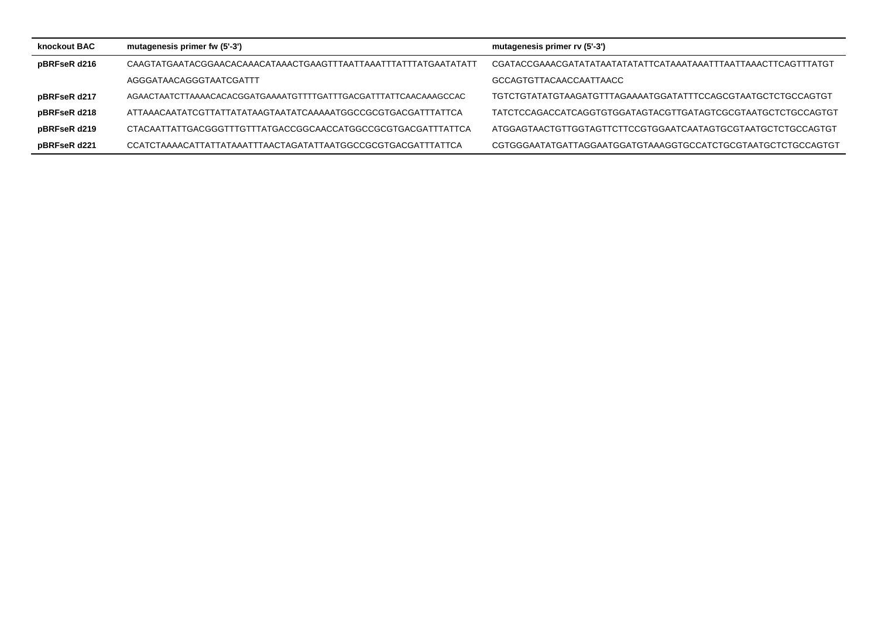| knockout BAC | mutagenesis primer fw (5'-3') | mutagenesis primer rv (5'-3') |
|---|---|---|
| pBRFseR d216 | CAAGTATGAATACGGAACACAAACATAAACTGAAGTTTAATTAAATTTATTTATGAATATATT | CGATACCGAAACGATATATAATATATATTCATAAATAAATTTAATTAAACTTCAGTTTATGT |
| | AGGGATAACAGGGTAATCGATTT | GCCAGTGTTACAACCAATTAACC |
| pBRFseR d217 | AGAACTAATCTTAAAACACACGGATGAAAATGTTTTGATTTGACGATTTATTCAACAAAGCCAC | TGTCTGTATATGTAAGATGTTTAGAAAATGGATATTTCCAGCGTAATGCTCTGCCAGTGT |
| pBRFseR d218 | ATTAAACAATATCGTTATTATATAAGTAATATCAAAAATGGCCGCGTGACGATTTATTCA | TATCTCCAGACCATCAGGTGTGGATAGTACGTTGATAGTCGCGTAATGCTCTGCCAGTGT |
| pBRFseR d219 | CTACAATTATTGACGGGTTTGTTTATGACCGGCAACCATGGCCGCGTGACGATTTATTCA | ATGGAGTAACTGTTGGTAGTTCTTCCGTGGAATCAATAGTGCGTAATGCTCTGCCAGTGT |
| pBRFseR d221 | CCATCTAAAACATTATTATAAATTTAACTAGATATTAATGGCCGCGTGACGATTTATTCA | CGTGGGAATATGATTAGGAATGGATGTAAAGGTGCCATCTGCGTAATGCTCTGCCAGTGT |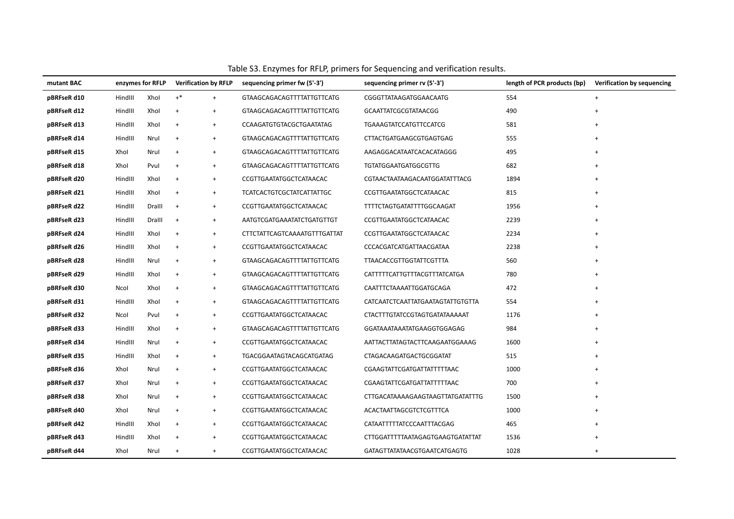Table S3. Enzymes for RFLP, primers for Sequencing and verification results.

| mutant BAC | enzymes for RFLP | | Verification by RFLP | | sequencing primer fw (5'-3') | sequencing primer rv (5'-3') | length of PCR products (bp) | Verification by sequencing |
|---|---|---|---|---|---|---|---|---|
| **pBRFseR d10** | HindIII | XhoI | +* | + | GTAAGCAGACAGTTTTATTGTTCATG | CGGGTTATAAGATGGAACAATG | 554 | + |
| **pBRFseR d12** | HindIII | XhoI | + | + | GTAAGCAGACAGTTTTATTGTTCATG | GCAATTATCGCGTATAACGG | 490 | + |
| **pBRFseR d13** | HindIII | XhoI | + | + | CCAAGATGTGTACGCTGAATATAG | TGAAAGTATCCATGTTCCATCG | 581 | + |
| **pBRFseR d14** | HindIII | NruI | + | + | GTAAGCAGACAGTTTTATTGTTCATG | CTTACTGATGAAGCGTGAGTGAG | 555 | + |
| **pBRFseR d15** | XhoI | NruI | + | + | GTAAGCAGACAGTTTTATTGTTCATG | AAGAGGACATAATCACACATAGGG | 495 | + |
| **pBRFseR d18** | XhoI | PvuI | + | + | GTAAGCAGACAGTTTTATTGTTCATG | TGTATGGAATGATGGCGTTG | 682 | + |
| **pBRFseR d20** | HindIII | XhoI | + | + | CCGTTGAATATGGCTCATAACAC | CGTAACTAATAAGACAATGGATATTTACG | 1894 | + |
| **pBRFseR d21** | HindIII | XhoI | + | + | TCATCACTGTCGCTATCATTATTGC | CCGTTGAATATGGCTCATAACAC | 815 | + |
| **pBRFseR d22** | HindIII | DraIII | + | + | CCGTTGAATATGGCTCATAACAC | TTTTCTAGTGATATTTTGGCAAGAT | 1956 | + |
| **pBRFseR d23** | HindIII | DraIII | + | + | AATGTCGATGAAATATCTGATGTTGT | CCGTTGAATATGGCTCATAACAC | 2239 | + |
| **pBRFseR d24** | HindIII | XhoI | + | + | CTTCTATTCAGTCAAAATGTTTGATTAT | CCGTTGAATATGGCTCATAACAC | 2234 | + |
| **pBRFseR d26** | HindIII | XhoI | + | + | CCGTTGAATATGGCTCATAACAC | CCCACGATCATGATTAACGATAA | 2238 | + |
| **pBRFseR d28** | HindIII | NruI | + | + | GTAAGCAGACAGTTTTATTGTTCATG | TTAACACCGTTGGTATTCGTTTA | 560 | + |
| **pBRFseR d29** | HindIII | XhoI | + | + | GTAAGCAGACAGTTTTATTGTTCATG | CATTTTTCATTGTTTACGTTTATCATGA | 780 | + |
| **pBRFseR d30** | NcoI | XhoI | + | + | GTAAGCAGACAGTTTTATTGTTCATG | CAATTTCTAAAATTGGATGCAGA | 472 | + |
| **pBRFseR d31** | HindIII | XhoI | + | + | GTAAGCAGACAGTTTTATTGTTCATG | CATCAATCTCAATTATGAATAGTATTGTGTTA | 554 | + |
| **pBRFseR d32** | NcoI | PvuI | + | + | CCGTTGAATATGGCTCATAACAC | CTACTTTGTATCCGTAGTGATATAAAAAT | 1176 | + |
| **pBRFseR d33** | HindIII | XhoI | + | + | GTAAGCAGACAGTTTTATTGTTCATG | GGATAAATAAATATGAAGGTGGAGAG | 984 | + |
| **pBRFseR d34** | HindIII | NruI | + | + | CCGTTGAATATGGCTCATAACAC | AATTACTTATAGTACTTCAAGAATGGAAAG | 1600 | + |
| **pBRFseR d35** | HindIII | XhoI | + | + | TGACGGAATAGTACAGCATGATAG | CTAGACAAGATGACTGCGGATAT | 515 | + |
| **pBRFseR d36** | XhoI | NruI | + | + | CCGTTGAATATGGCTCATAACAC | CGAAGTATTCGATGATTATTTTTAAC | 1000 | + |
| **pBRFseR d37** | XhoI | NruI | + | + | CCGTTGAATATGGCTCATAACAC | CGAAGTATTCGATGATTATTTTTAAC | 700 | + |
| **pBRFseR d38** | XhoI | NruI | + | + | CCGTTGAATATGGCTCATAACAC | CTTGACATAAAAGAAGTAAGTTATGATATTTG | 1500 | + |
| **pBRFseR d40** | XhoI | NruI | + | + | CCGTTGAATATGGCTCATAACAC | ACACTAATTAGCGTCTCGTTTCA | 1000 | + |
| **pBRFseR d42** | HindIII | XhoI | + | + | CCGTTGAATATGGCTCATAACAC | CATAATTTTTATCCCAATTTACGAG | 465 | + |
| **pBRFseR d43** | HindIII | XhoI | + | + | CCGTTGAATATGGCTCATAACAC | CTTGGATTTTTAATAGAGTGAAGTGATATTAT | 1536 | + |
| **pBRFseR d44** | XhoI | NruI | + | + | CCGTTGAATATGGCTCATAACAC | GATAGTTATATAACGTGAATCATGAGTG | 1028 | + |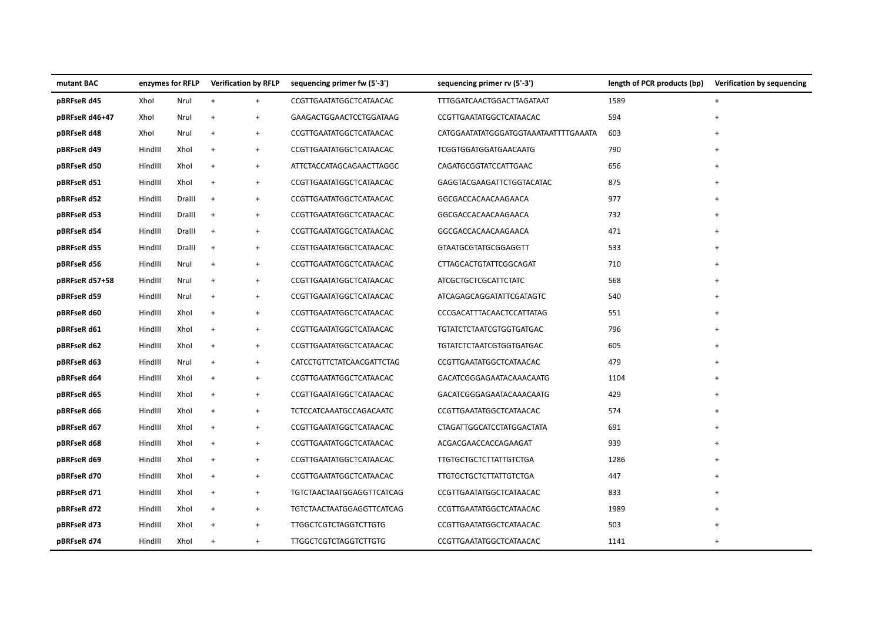| mutant BAC | enzymes for RFLP | | Verification by RFLP | | sequencing primer fw (5'-3') | sequencing primer rv (5'-3') | length of PCR products (bp) | Verification by sequencing |
|---|---|---|---|---|---|---|---|---|
| **pBRFseR d45** | XhoI | NruI | + | + | CCGTTGAATATGGCTCATAACAC | TTTGGATCAACTGGACTTAGATAAT | 1589 | + |
| **pBRFseR d46+47** | XhoI | NruI | + | + | GAAGACTGGAACTCCTGGATAAG | CCGTTGAATATGGCTCATAACAC | 594 | + |
| **pBRFseR d48** | XhoI | NruI | + | + | CCGTTGAATATGGCTCATAACAC | CATGGAATATATGGGATGGTAAATAATTTTGAAATA | 603 | + |
| **pBRFseR d49** | HindIII | XhoI | + | + | CCGTTGAATATGGCTCATAACAC | TCGGTGGATGGATGAACAATG | 790 | + |
| **pBRFseR d50** | HindIII | XhoI | + | + | ATTCTACCATAGCAGAACTTAGGC | CAGATGCGGTATCCATTGAAC | 656 | + |
| **pBRFseR d51** | HindIII | XhoI | + | + | CCGTTGAATATGGCTCATAACAC | GAGGTACGAAGATTCTGGTACATAC | 875 | + |
| **pBRFseR d52** | HindIII | DraIII | + | + | CCGTTGAATATGGCTCATAACAC | GGCGACCACAACAAGAACA | 977 | + |
| **pBRFseR d53** | HindIII | DraIII | + | + | CCGTTGAATATGGCTCATAACAC | GGCGACCACAACAAGAACA | 732 | + |
| **pBRFseR d54** | HindIII | DraIII | + | + | CCGTTGAATATGGCTCATAACAC | GGCGACCACAACAAGAACA | 471 | + |
| **pBRFseR d55** | HindIII | DraIII | + | + | CCGTTGAATATGGCTCATAACAC | GTAATGCGTATGCGGAGGTT | 533 | + |
| **pBRFseR d56** | HindIII | NruI | + | + | CCGTTGAATATGGCTCATAACAC | CTTAGCACTGTATTCGGCAGAT | 710 | + |
| **pBRFseR d57+58** | HindIII | NruI | + | + | CCGTTGAATATGGCTCATAACAC | ATCGCTGCTCGCATTCTATC | 568 | + |
| **pBRFseR d59** | HindIII | NruI | + | + | CCGTTGAATATGGCTCATAACAC | ATCAGAGCAGGATATTCGATAGTC | 540 | + |
| **pBRFseR d60** | HindIII | XhoI | + | + | CCGTTGAATATGGCTCATAACAC | CCCGACATTTACAACTCCATTATAG | 551 | + |
| **pBRFseR d61** | HindIII | XhoI | + | + | CCGTTGAATATGGCTCATAACAC | TGTATCTCTAATCGTGGTGATGAC | 796 | + |
| **pBRFseR d62** | HindIII | XhoI | + | + | CCGTTGAATATGGCTCATAACAC | TGTATCTCTAATCGTGGTGATGAC | 605 | + |
| **pBRFseR d63** | HindIII | NruI | + | + | CATCCTGTTCTATCAACGATTCTAG | CCGTTGAATATGGCTCATAACAC | 479 | + |
| **pBRFseR d64** | HindIII | XhoI | + | + | CCGTTGAATATGGCTCATAACAC | GACATCGGGAGAATACAAACAATG | 1104 | + |
| **pBRFseR d65** | HindIII | XhoI | + | + | CCGTTGAATATGGCTCATAACAC | GACATCGGGAGAATACAAACAATG | 429 | + |
| **pBRFseR d66** | HindIII | XhoI | + | + | TCTCCATCAAATGCCAGACAATC | CCGTTGAATATGGCTCATAACAC | 574 | + |
| **pBRFseR d67** | HindIII | XhoI | + | + | CCGTTGAATATGGCTCATAACAC | CTAGATTGGCATCCTATGGACTATA | 691 | + |
| **pBRFseR d68** | HindIII | XhoI | + | + | CCGTTGAATATGGCTCATAACAC | ACGACGAACCACCAGAAGAT | 939 | + |
| **pBRFseR d69** | HindIII | XhoI | + | + | CCGTTGAATATGGCTCATAACAC | TTGTGCTGCTCTTATTGTCTGA | 1286 | + |
| **pBRFseR d70** | HindIII | XhoI | + | + | CCGTTGAATATGGCTCATAACAC | TTGTGCTGCTCTTATTGTCTGA | 447 | + |
| **pBRFseR d71** | HindIII | XhoI | + | + | TGTCTAACTAATGGAGGTTCATCAG | CCGTTGAATATGGCTCATAACAC | 833 | + |
| **pBRFseR d72** | HindIII | XhoI | + | + | TGTCTAACTAATGGAGGTTCATCAG | CCGTTGAATATGGCTCATAACAC | 1989 | + |
| **pBRFseR d73** | HindIII | XhoI | + | + | TTGGCTCGTCTAGGTCTTGTG | CCGTTGAATATGGCTCATAACAC | 503 | + |
| **pBRFseR d74** | HindIII | XhoI | + | + | TTGGCTCGTCTAGGTCTTGTG | CCGTTGAATATGGCTCATAACAC | 1141 | + |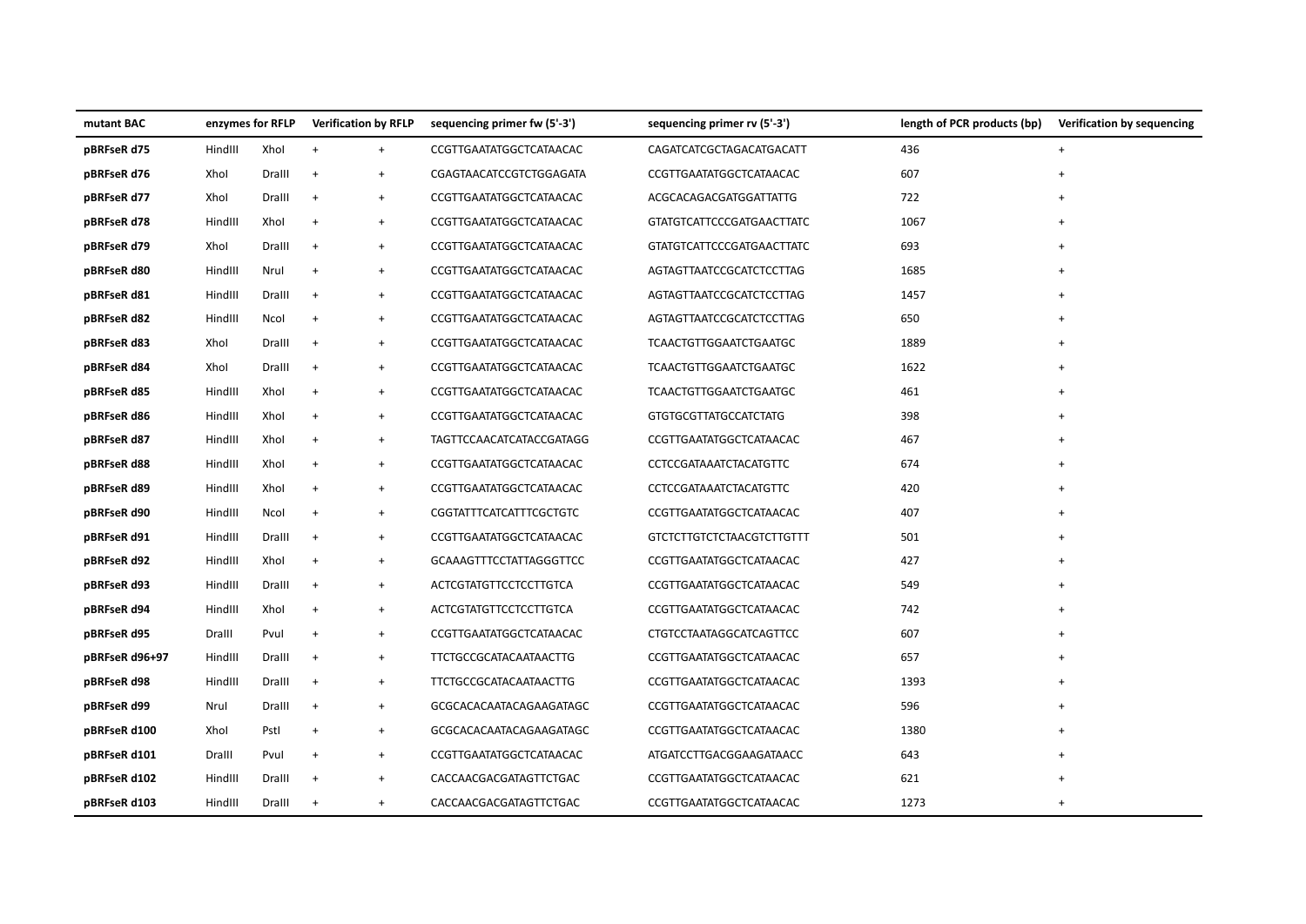| mutant BAC | enzymes for RFLP | | Verification by RFLP | | sequencing primer fw (5'-3') | sequencing primer rv (5'-3') | length of PCR products (bp) | Verification by sequencing |
|---|---|---|---|---|---|---|---|---|
| **pBRFseR d75** | HindIII | XhoI | + | + | CCGTTGAATATGGCTCATAACAC | CAGATCATCGCTAGACATGACATT | 436 | + |
| **pBRFseR d76** | XhoI | DraIII | + | + | CGAGTAACATCCGTCTGGAGATA | CCGTTGAATATGGCTCATAACAC | 607 | + |
| **pBRFseR d77** | XhoI | DraIII | + | + | CCGTTGAATATGGCTCATAACAC | ACGCACAGACGATGGATTATTG | 722 | + |
| **pBRFseR d78** | HindIII | XhoI | + | + | CCGTTGAATATGGCTCATAACAC | GTATGTCATTCCCGATGAACTTATC | 1067 | + |
| **pBRFseR d79** | XhoI | DraIII | + | + | CCGTTGAATATGGCTCATAACAC | GTATGTCATTCCCGATGAACTTATC | 693 | + |
| **pBRFseR d80** | HindIII | NruI | + | + | CCGTTGAATATGGCTCATAACAC | AGTAGTTAATCCGCATCTCCTTAG | 1685 | + |
| **pBRFseR d81** | HindIII | DraIII | + | + | CCGTTGAATATGGCTCATAACAC | AGTAGTTAATCCGCATCTCCTTAG | 1457 | + |
| **pBRFseR d82** | HindIII | NcoI | + | + | CCGTTGAATATGGCTCATAACAC | AGTAGTTAATCCGCATCTCCTTAG | 650 | + |
| **pBRFseR d83** | XhoI | DraIII | + | + | CCGTTGAATATGGCTCATAACAC | TCAACTGTTGGAATCTGAATGC | 1889 | + |
| **pBRFseR d84** | XhoI | DraIII | + | + | CCGTTGAATATGGCTCATAACAC | TCAACTGTTGGAATCTGAATGC | 1622 | + |
| **pBRFseR d85** | HindIII | XhoI | + | + | CCGTTGAATATGGCTCATAACAC | TCAACTGTTGGAATCTGAATGC | 461 | + |
| **pBRFseR d86** | HindIII | XhoI | + | + | CCGTTGAATATGGCTCATAACAC | GTGTGCGTTATGCCATCTATG | 398 | + |
| **pBRFseR d87** | HindIII | XhoI | + | + | TAGTTCCAACATCATACCGATAGG | CCGTTGAATATGGCTCATAACAC | 467 | + |
| **pBRFseR d88** | HindIII | XhoI | + | + | CCGTTGAATATGGCTCATAACAC | CCTCCGATAAATCTACATGTTC | 674 | + |
| **pBRFseR d89** | HindIII | XhoI | + | + | CCGTTGAATATGGCTCATAACAC | CCTCCGATAAATCTACATGTTC | 420 | + |
| **pBRFseR d90** | HindIII | NcoI | + | + | CGGTATTTCATCATTTCGCTGTC | CCGTTGAATATGGCTCATAACAC | 407 | + |
| **pBRFseR d91** | HindIII | DraIII | + | + | CCGTTGAATATGGCTCATAACAC | GTCTCTTGTCTCTAACGTCTTGTTT | 501 | + |
| **pBRFseR d92** | HindIII | XhoI | + | + | GCAAAGTTTCCTATTAGGGTTCC | CCGTTGAATATGGCTCATAACAC | 427 | + |
| **pBRFseR d93** | HindIII | DraIII | + | + | ACTCGTATGTTCCTCCTTGTCA | CCGTTGAATATGGCTCATAACAC | 549 | + |
| **pBRFseR d94** | HindIII | XhoI | + | + | ACTCGTATGTTCCTCCTTGTCA | CCGTTGAATATGGCTCATAACAC | 742 | + |
| **pBRFseR d95** | DraIII | PvuI | + | + | CCGTTGAATATGGCTCATAACAC | CTGTCCTAATAGGCATCAGTTCC | 607 | + |
| **pBRFseR d96+97** | HindIII | DraIII | + | + | TTCTGCCGCATACAATAACTTG | CCGTTGAATATGGCTCATAACAC | 657 | + |
| **pBRFseR d98** | HindIII | DraIII | + | + | TTCTGCCGCATACAATAACTTG | CCGTTGAATATGGCTCATAACAC | 1393 | + |
| **pBRFseR d99** | NruI | DraIII | + | + | GCGCACACAATACAGAAGATAGC | CCGTTGAATATGGCTCATAACAC | 596 | + |
| **pBRFseR d100** | XhoI | PstI | + | + | GCGCACACAATACAGAAGATAGC | CCGTTGAATATGGCTCATAACAC | 1380 | + |
| **pBRFseR d101** | DraIII | PvuI | + | + | CCGTTGAATATGGCTCATAACAC | ATGATCCTTGACGGAAGATAACC | 643 | + |
| **pBRFseR d102** | HindIII | DraIII | + | + | CACCAACGACGATAGTTCTGAC | CCGTTGAATATGGCTCATAACAC | 621 | + |
| **pBRFseR d103** | HindIII | DraIII | + | + | CACCAACGACGATAGTTCTGAC | CCGTTGAATATGGCTCATAACAC | 1273 | + |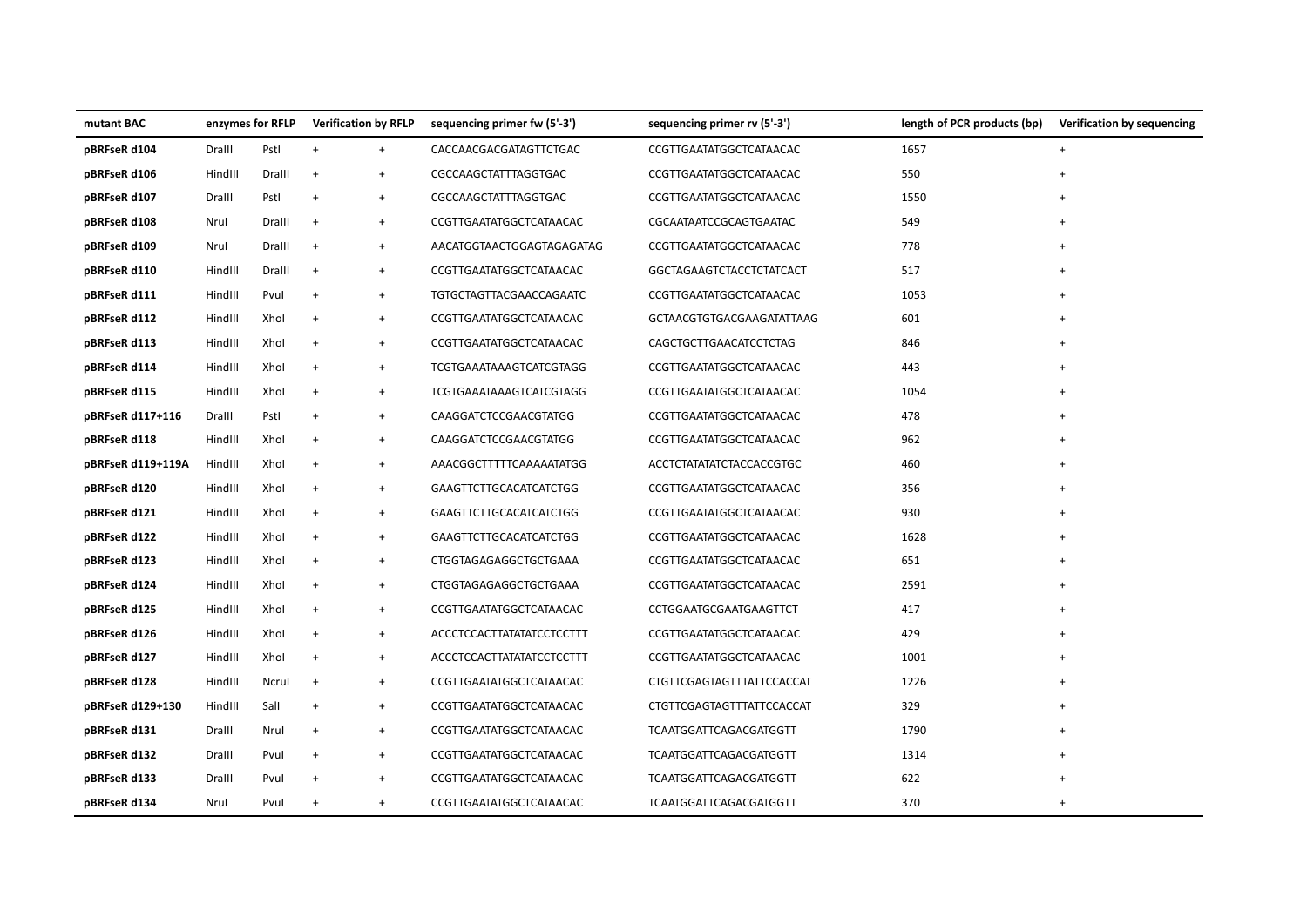| mutant BAC | enzymes for RFLP | | Verification by RFLP | | sequencing primer fw (5'-3') | sequencing primer rv (5'-3') | length of PCR products (bp) | Verification by sequencing |
|---|---|---|---|---|---|---|---|---|
| **pBRFseR d104** | DraIII | PstI | + | + | CACCAACGACGATAGTTCTGAC | CCGTTGAATATGGCTCATAACAC | 1657 | + |
| **pBRFseR d106** | HindIII | DraIII | + | + | CGCCAAGCTATTTAGGTGAC | CCGTTGAATATGGCTCATAACAC | 550 | + |
| **pBRFseR d107** | DraIII | PstI | + | + | CGCCAAGCTATTTAGGTGAC | CCGTTGAATATGGCTCATAACAC | 1550 | + |
| **pBRFseR d108** | NruI | DraIII | + | + | CCGTTGAATATGGCTCATAACAC | CGCAATAATCCGCAGTGAATAC | 549 | + |
| **pBRFseR d109** | NruI | DraIII | + | + | AACATGGTAACTGGAGTAGAGATAG | CCGTTGAATATGGCTCATAACAC | 778 | + |
| **pBRFseR d110** | HindIII | DraIII | + | + | CCGTTGAATATGGCTCATAACAC | GGCTAGAAGTCTACCTCTATCACT | 517 | + |
| **pBRFseR d111** | HindIII | PvuI | + | + | TGTGCTAGTTACGAACCAGAATC | CCGTTGAATATGGCTCATAACAC | 1053 | + |
| **pBRFseR d112** | HindIII | XhoI | + | + | CCGTTGAATATGGCTCATAACAC | GCTAACGTGTGACGAAGATATTAAG | 601 | + |
| **pBRFseR d113** | HindIII | XhoI | + | + | CCGTTGAATATGGCTCATAACAC | CAGCTGCTTGAACATCCTCTAG | 846 | + |
| **pBRFseR d114** | HindIII | XhoI | + | + | TCGTGAAATAAAGTCATCGTAGG | CCGTTGAATATGGCTCATAACAC | 443 | + |
| **pBRFseR d115** | HindIII | XhoI | + | + | TCGTGAAATAAAGTCATCGTAGG | CCGTTGAATATGGCTCATAACAC | 1054 | + |
| **pBRFseR d117+116** | DraIII | PstI | + | + | CAAGGATCTCCGAACGTATGG | CCGTTGAATATGGCTCATAACAC | 478 | + |
| **pBRFseR d118** | HindIII | XhoI | + | + | CAAGGATCTCCGAACGTATGG | CCGTTGAATATGGCTCATAACAC | 962 | + |
| **pBRFseR d119+119A** | HindIII | XhoI | + | + | AAACGGCTTTTTCAAAAATATGG | ACCTCTATATATCTACCACCGTGC | 460 | + |
| **pBRFseR d120** | HindIII | XhoI | + | + | GAAGTTCTTGCACATCATCTGG | CCGTTGAATATGGCTCATAACAC | 356 | + |
| **pBRFseR d121** | HindIII | XhoI | + | + | GAAGTTCTTGCACATCATCTGG | CCGTTGAATATGGCTCATAACAC | 930 | + |
| **pBRFseR d122** | HindIII | XhoI | + | + | GAAGTTCTTGCACATCATCTGG | CCGTTGAATATGGCTCATAACAC | 1628 | + |
| **pBRFseR d123** | HindIII | XhoI | + | + | CTGGTAGAGAGGCTGCTGAAA | CCGTTGAATATGGCTCATAACAC | 651 | + |
| **pBRFseR d124** | HindIII | XhoI | + | + | CTGGTAGAGAGGCTGCTGAAA | CCGTTGAATATGGCTCATAACAC | 2591 | + |
| **pBRFseR d125** | HindIII | XhoI | + | + | CCGTTGAATATGGCTCATAACAC | CCTGGAATGCGAATGAAGTTCT | 417 | + |
| **pBRFseR d126** | HindIII | XhoI | + | + | ACCCTCCACTTATATATCCTCCTTT | CCGTTGAATATGGCTCATAACAC | 429 | + |
| **pBRFseR d127** | HindIII | XhoI | + | + | ACCCTCCACTTATATATCCTCCTTT | CCGTTGAATATGGCTCATAACAC | 1001 | + |
| **pBRFseR d128** | HindIII | NcruI | + | + | CCGTTGAATATGGCTCATAACAC | CTGTTCGAGTAGTTTATTCCACCAT | 1226 | + |
| **pBRFseR d129+130** | HindIII | SalI | + | + | CCGTTGAATATGGCTCATAACAC | CTGTTCGAGTAGTTTATTCCACCAT | 329 | + |
| **pBRFseR d131** | DraIII | NruI | + | + | CCGTTGAATATGGCTCATAACAC | TCAATGGATTCAGACGATGGTT | 1790 | + |
| **pBRFseR d132** | DraIII | PvuI | + | + | CCGTTGAATATGGCTCATAACAC | TCAATGGATTCAGACGATGGTT | 1314 | + |
| **pBRFseR d133** | DraIII | PvuI | + | + | CCGTTGAATATGGCTCATAACAC | TCAATGGATTCAGACGATGGTT | 622 | + |
| **pBRFseR d134** | NruI | PvuI | + | + | CCGTTGAATATGGCTCATAACAC | TCAATGGATTCAGACGATGGTT | 370 | + |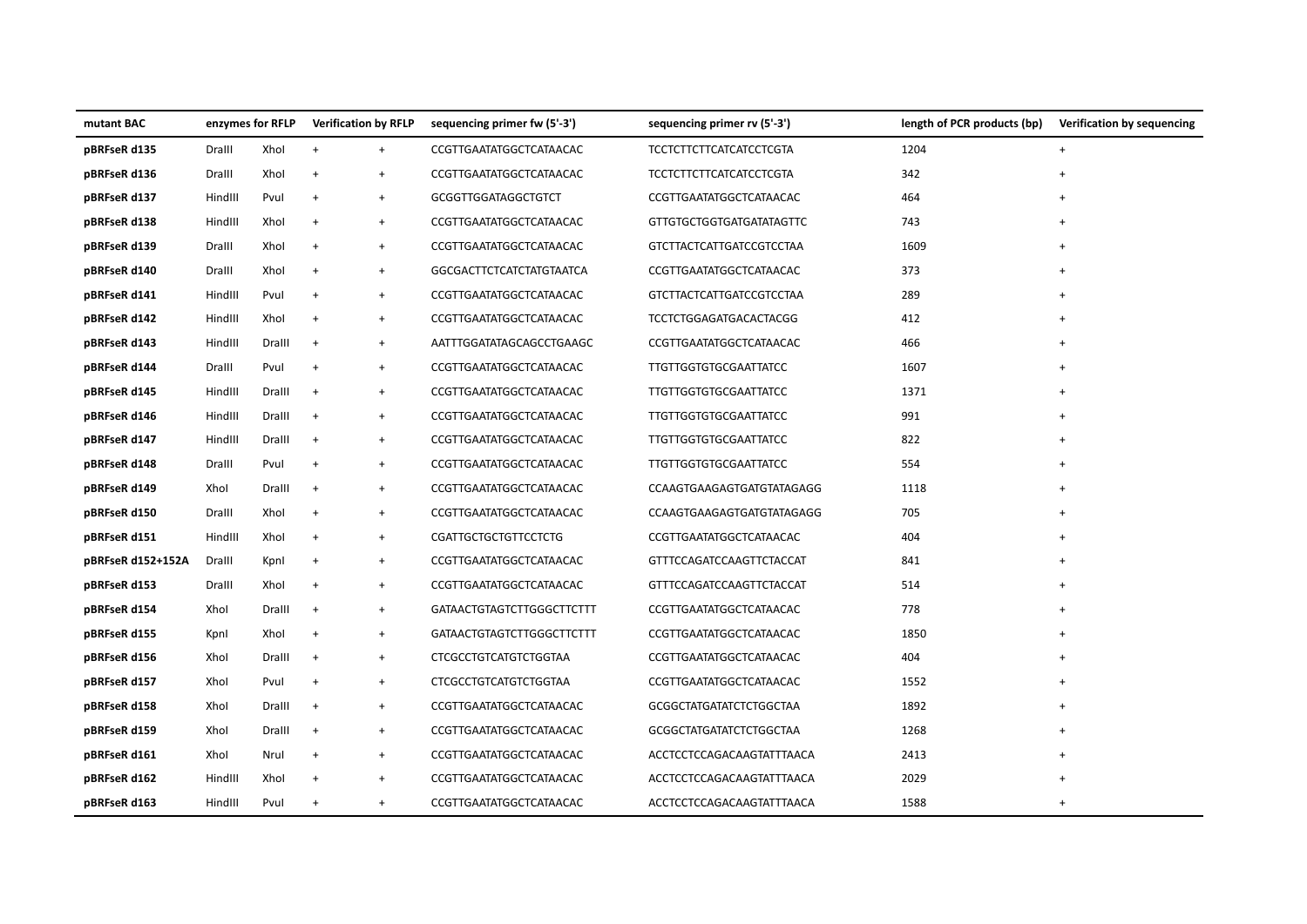| mutant BAC | enzymes for RFLP | | Verification by RFLP | | sequencing primer fw (5'-3') | sequencing primer rv (5'-3') | length of PCR products (bp) | Verification by sequencing |
|---|---|---|---|---|---|---|---|---|
| **pBRFseR d135** | DraIII | XhoI | + | + | CCGTTGAATATGGCTCATAACAC | TCCTCTTCTTCATCATCCTCGTA | 1204 | + |
| **pBRFseR d136** | DraIII | XhoI | + | + | CCGTTGAATATGGCTCATAACAC | TCCTCTTCTTCATCATCCTCGTA | 342 | + |
| **pBRFseR d137** | HindIII | PvuI | + | + | GCGGTTGGATAGGCTGTCT | CCGTTGAATATGGCTCATAACAC | 464 | + |
| **pBRFseR d138** | HindIII | XhoI | + | + | CCGTTGAATATGGCTCATAACAC | GTTGTGCTGGTGATGATATAGTTC | 743 | + |
| **pBRFseR d139** | DraIII | XhoI | + | + | CCGTTGAATATGGCTCATAACAC | GTCTTACTCATTGATCCGTCCTAA | 1609 | + |
| **pBRFseR d140** | DraIII | XhoI | + | + | GGCGACTTCTCATCTATGTAATCA | CCGTTGAATATGGCTCATAACAC | 373 | + |
| **pBRFseR d141** | HindIII | PvuI | + | + | CCGTTGAATATGGCTCATAACAC | GTCTTACTCATTGATCCGTCCTAA | 289 | + |
| **pBRFseR d142** | HindIII | XhoI | + | + | CCGTTGAATATGGCTCATAACAC | TCCTCTGGAGATGACACTACGG | 412 | + |
| **pBRFseR d143** | HindIII | DraIII | + | + | AATTTGGATATAGCAGCCTGAAGC | CCGTTGAATATGGCTCATAACAC | 466 | + |
| **pBRFseR d144** | DraIII | PvuI | + | + | CCGTTGAATATGGCTCATAACAC | TTGTTGGTGTGCGAATTATCC | 1607 | + |
| **pBRFseR d145** | HindIII | DraIII | + | + | CCGTTGAATATGGCTCATAACAC | TTGTTGGTGTGCGAATTATCC | 1371 | + |
| **pBRFseR d146** | HindIII | DraIII | + | + | CCGTTGAATATGGCTCATAACAC | TTGTTGGTGTGCGAATTATCC | 991 | + |
| **pBRFseR d147** | HindIII | DraIII | + | + | CCGTTGAATATGGCTCATAACAC | TTGTTGGTGTGCGAATTATCC | 822 | + |
| **pBRFseR d148** | DraIII | PvuI | + | + | CCGTTGAATATGGCTCATAACAC | TTGTTGGTGTGCGAATTATCC | 554 | + |
| **pBRFseR d149** | XhoI | DraIII | + | + | CCGTTGAATATGGCTCATAACAC | CCAAGTGAAGAGTGATGTATAGAGG | 1118 | + |
| **pBRFseR d150** | DraIII | XhoI | + | + | CCGTTGAATATGGCTCATAACAC | CCAAGTGAAGAGTGATGTATAGAGG | 705 | + |
| **pBRFseR d151** | HindIII | XhoI | + | + | CGATTGCTGCTGTTCCTCTG | CCGTTGAATATGGCTCATAACAC | 404 | + |
| **pBRFseR d152+152A** | DraIII | KpnI | + | + | CCGTTGAATATGGCTCATAACAC | GTTTCCAGATCCAAGTTCTACCAT | 841 | + |
| **pBRFseR d153** | DraIII | XhoI | + | + | CCGTTGAATATGGCTCATAACAC | GTTTCCAGATCCAAGTTCTACCAT | 514 | + |
| **pBRFseR d154** | XhoI | DraIII | + | + | GATAACTGTAGTCTTGGGCTTCTTT | CCGTTGAATATGGCTCATAACAC | 778 | + |
| **pBRFseR d155** | KpnI | XhoI | + | + | GATAACTGTAGTCTTGGGCTTCTTT | CCGTTGAATATGGCTCATAACAC | 1850 | + |
| **pBRFseR d156** | XhoI | DraIII | + | + | CTCGCCTGTCATGTCTGGTAA | CCGTTGAATATGGCTCATAACAC | 404 | + |
| **pBRFseR d157** | XhoI | PvuI | + | + | CTCGCCTGTCATGTCTGGTAA | CCGTTGAATATGGCTCATAACAC | 1552 | + |
| **pBRFseR d158** | XhoI | DraIII | + | + | CCGTTGAATATGGCTCATAACAC | GCGGCTATGATATCTCTGGCTAA | 1892 | + |
| **pBRFseR d159** | XhoI | DraIII | + | + | CCGTTGAATATGGCTCATAACAC | GCGGCTATGATATCTCTGGCTAA | 1268 | + |
| **pBRFseR d161** | XhoI | NruI | + | + | CCGTTGAATATGGCTCATAACAC | ACCTCCTCCAGACAAGTATTTAACA | 2413 | + |
| **pBRFseR d162** | HindIII | XhoI | + | + | CCGTTGAATATGGCTCATAACAC | ACCTCCTCCAGACAAGTATTTAACA | 2029 | + |
| **pBRFseR d163** | HindIII | PvuI | + | + | CCGTTGAATATGGCTCATAACAC | ACCTCCTCCAGACAAGTATTTAACA | 1588 | + |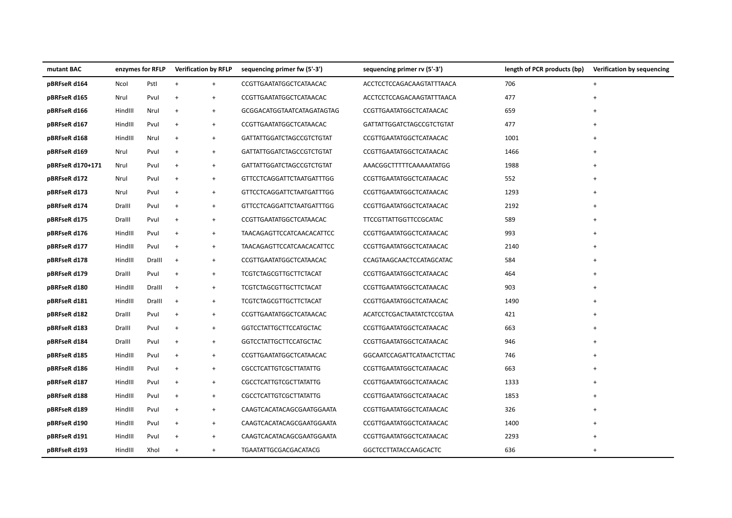| mutant BAC | enzymes for RFLP | | Verification by RFLP | | sequencing primer fw (5'-3') | sequencing primer rv (5'-3') | length of PCR products (bp) | Verification by sequencing |
|---|---|---|---|---|---|---|---|---|
| **pBRFseR d164** | NcoI | PstI | + | + | CCGTTGAATATGGCTCATAACAC | ACCTCCTCCAGACAAGTATTTAACA | 706 | + |
| **pBRFseR d165** | NruI | PvuI | + | + | CCGTTGAATATGGCTCATAACAC | ACCTCCTCCAGACAAGTATTTAACA | 477 | + |
| **pBRFseR d166** | HindIII | NruI | + | + | GCGGACATGGTAATCATAGATAGTAG | CCGTTGAATATGGCTCATAACAC | 659 | + |
| **pBRFseR d167** | HindIII | PvuI | + | + | CCGTTGAATATGGCTCATAACAC | GATTATTGGATCTAGCCGTCTGTAT | 477 | + |
| **pBRFseR d168** | HindIII | NruI | + | + | GATTATTGGATCTAGCCGTCTGTAT | CCGTTGAATATGGCTCATAACAC | 1001 | + |
| **pBRFseR d169** | NruI | PvuI | + | + | GATTATTGGATCTAGCCGTCTGTAT | CCGTTGAATATGGCTCATAACAC | 1466 | + |
| **pBRFseR d170+171** | NruI | PvuI | + | + | GATTATTGGATCTAGCCGTCTGTAT | AAACGGCTTTTTCAAAAATATGG | 1988 | + |
| **pBRFseR d172** | NruI | PvuI | + | + | GTTCCTCAGGATTCTAATGATTTGG | CCGTTGAATATGGCTCATAACAC | 552 | + |
| **pBRFseR d173** | NruI | PvuI | + | + | GTTCCTCAGGATTCTAATGATTTGG | CCGTTGAATATGGCTCATAACAC | 1293 | + |
| **pBRFseR d174** | DraIII | PvuI | + | + | GTTCCTCAGGATTCTAATGATTTGG | CCGTTGAATATGGCTCATAACAC | 2192 | + |
| **pBRFseR d175** | DraIII | PvuI | + | + | CCGTTGAATATGGCTCATAACAC | TTCCGTTATTGGTTCCGCATAC | 589 | + |
| **pBRFseR d176** | HindIII | PvuI | + | + | TAACAGAGTTCCATCAACACATTCC | CCGTTGAATATGGCTCATAACAC | 993 | + |
| **pBRFseR d177** | HindIII | PvuI | + | + | TAACAGAGTTCCATCAACACATTCC | CCGTTGAATATGGCTCATAACAC | 2140 | + |
| **pBRFseR d178** | HindIII | DraIII | + | + | CCGTTGAATATGGCTCATAACAC | CCAGTAAGCAACTCCATAGCATAC | 584 | + |
| **pBRFseR d179** | DraIII | PvuI | + | + | TCGTCTAGCGTTGCTTCTACAT | CCGTTGAATATGGCTCATAACAC | 464 | + |
| **pBRFseR d180** | HindIII | DraIII | + | + | TCGTCTAGCGTTGCTTCTACAT | CCGTTGAATATGGCTCATAACAC | 903 | + |
| **pBRFseR d181** | HindIII | DraIII | + | + | TCGTCTAGCGTTGCTTCTACAT | CCGTTGAATATGGCTCATAACAC | 1490 | + |
| **pBRFseR d182** | DraIII | PvuI | + | + | CCGTTGAATATGGCTCATAACAC | ACATCCTCGACTAATATCTCCGTAA | 421 | + |
| **pBRFseR d183** | DraIII | PvuI | + | + | GGTCCTATTGCTTCCATGCTAC | CCGTTGAATATGGCTCATAACAC | 663 | + |
| **pBRFseR d184** | DraIII | PvuI | + | + | GGTCCTATTGCTTCCATGCTAC | CCGTTGAATATGGCTCATAACAC | 946 | + |
| **pBRFseR d185** | HindIII | PvuI | + | + | CCGTTGAATATGGCTCATAACAC | GGCAATCCAGATTCATAACTCTTAC | 746 | + |
| **pBRFseR d186** | HindIII | PvuI | + | + | CGCCTCATTGTCGCTTATATTG | CCGTTGAATATGGCTCATAACAC | 663 | + |
| **pBRFseR d187** | HindIII | PvuI | + | + | CGCCTCATTGTCGCTTATATTG | CCGTTGAATATGGCTCATAACAC | 1333 | + |
| **pBRFseR d188** | HindIII | PvuI | + | + | CGCCTCATTGTCGCTTATATTG | CCGTTGAATATGGCTCATAACAC | 1853 | + |
| **pBRFseR d189** | HindIII | PvuI | + | + | CAAGTCACATACAGCGAATGGAATA | CCGTTGAATATGGCTCATAACAC | 326 | + |
| **pBRFseR d190** | HindIII | PvuI | + | + | CAAGTCACATACAGCGAATGGAATA | CCGTTGAATATGGCTCATAACAC | 1400 | + |
| **pBRFseR d191** | HindIII | PvuI | + | + | CAAGTCACATACAGCGAATGGAATA | CCGTTGAATATGGCTCATAACAC | 2293 | + |
| **pBRFseR d193** | HindIII | XhoI | + | + | TGAATATTGCGACGACATACG | GGCTCCTTATACCAAGCACTC | 636 | + |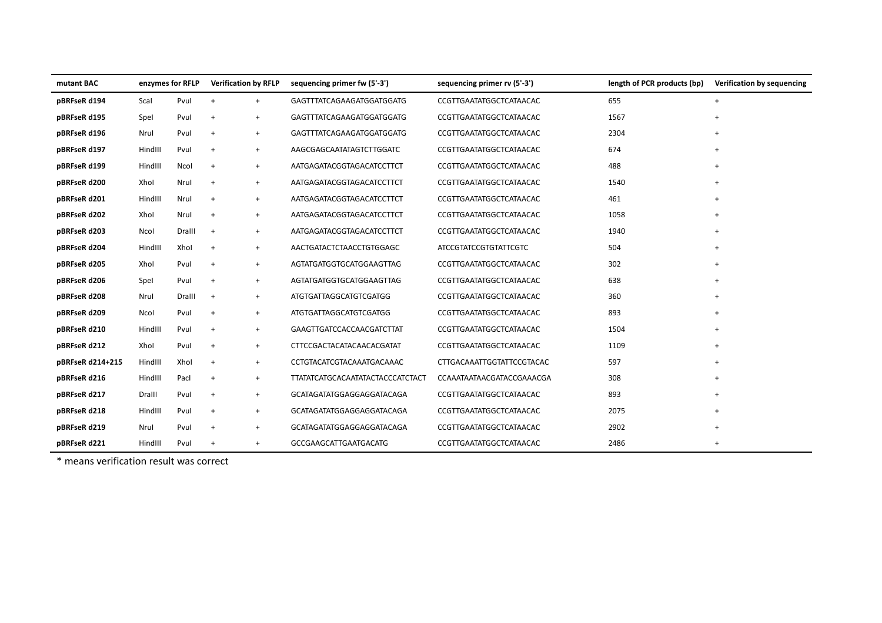| mutant BAC | enzymes for RFLP | | Verification by RFLP | | sequencing primer fw (5'-3') | sequencing primer rv (5'-3') | length of PCR products (bp) | Verification by sequencing |
|---|---|---|---|---|---|---|---|---|
| **pBRFseR d194** | ScaI | PvuI | + | + | GAGTTTATCAGAAGATGGATGGATG | CCGTTGAATATGGCTCATAACAC | 655 | + |
| **pBRFseR d195** | SpeI | PvuI | + | + | GAGTTTATCAGAAGATGGATGGATG | CCGTTGAATATGGCTCATAACAC | 1567 | + |
| **pBRFseR d196** | NruI | PvuI | + | + | GAGTTTATCAGAAGATGGATGGATG | CCGTTGAATATGGCTCATAACAC | 2304 | + |
| **pBRFseR d197** | HindIII | PvuI | + | + | AAGCGAGCAATATAGTCTTGGATC | CCGTTGAATATGGCTCATAACAC | 674 | + |
| **pBRFseR d199** | HindIII | NcoI | + | + | AATGAGATACGGTAGACATCCTTCT | CCGTTGAATATGGCTCATAACAC | 488 | + |
| **pBRFseR d200** | XhoI | NruI | + | + | AATGAGATACGGTAGACATCCTTCT | CCGTTGAATATGGCTCATAACAC | 1540 | + |
| **pBRFseR d201** | HindIII | NruI | + | + | AATGAGATACGGTAGACATCCTTCT | CCGTTGAATATGGCTCATAACAC | 461 | + |
| **pBRFseR d202** | XhoI | NruI | + | + | AATGAGATACGGTAGACATCCTTCT | CCGTTGAATATGGCTCATAACAC | 1058 | + |
| **pBRFseR d203** | NcoI | DraIII | + | + | AATGAGATACGGTAGACATCCTTCT | CCGTTGAATATGGCTCATAACAC | 1940 | + |
| **pBRFseR d204** | HindIII | XhoI | + | + | AACTGATACTCTAACCTGTGGAGC | ATCCGTATCCGTGTATTCGTC | 504 | + |
| **pBRFseR d205** | XhoI | PvuI | + | + | AGTATGATGGTGCATGGAAGTTAG | CCGTTGAATATGGCTCATAACAC | 302 | + |
| **pBRFseR d206** | SpeI | PvuI | + | + | AGTATGATGGTGCATGGAAGTTAG | CCGTTGAATATGGCTCATAACAC | 638 | + |
| **pBRFseR d208** | NruI | DraIII | + | + | ATGTGATTAGGCATGTCGATGG | CCGTTGAATATGGCTCATAACAC | 360 | + |
| **pBRFseR d209** | NcoI | PvuI | + | + | ATGTGATTAGGCATGTCGATGG | CCGTTGAATATGGCTCATAACAC | 893 | + |
| **pBRFseR d210** | HindIII | PvuI | + | + | GAAGTTGATCCACCAACGATCTTAT | CCGTTGAATATGGCTCATAACAC | 1504 | + |
| **pBRFseR d212** | XhoI | PvuI | + | + | CTTCCGACTACATACAACACGATAT | CCGTTGAATATGGCTCATAACAC | 1109 | + |
| **pBRFseR d214+215** | HindIII | XhoI | + | + | CCTGTACATCGTACAAATGACAAAC | CTTGACAAATTGGTATTCCGTACAC | 597 | + |
| **pBRFseR d216** | HindIII | PacI | + | + | TTATATCATGCACAATATACTACCCATCTACT | CCAAATAATAACGATACCGAAACGA | 308 | + |
| **pBRFseR d217** | DraIII | PvuI | + | + | GCATAGATATGGAGGAGGATACAGA | CCGTTGAATATGGCTCATAACAC | 893 | + |
| **pBRFseR d218** | HindIII | PvuI | + | + | GCATAGATATGGAGGAGGATACAGA | CCGTTGAATATGGCTCATAACAC | 2075 | + |
| **pBRFseR d219** | NruI | PvuI | + | + | GCATAGATATGGAGGAGGATACAGA | CCGTTGAATATGGCTCATAACAC | 2902 | + |
| **pBRFseR d221** | HindIII | PvuI | + | + | GCCGAAGCATTGAATGACATG | CCGTTGAATATGGCTCATAACAC | 2486 | + |

* means verification result was correct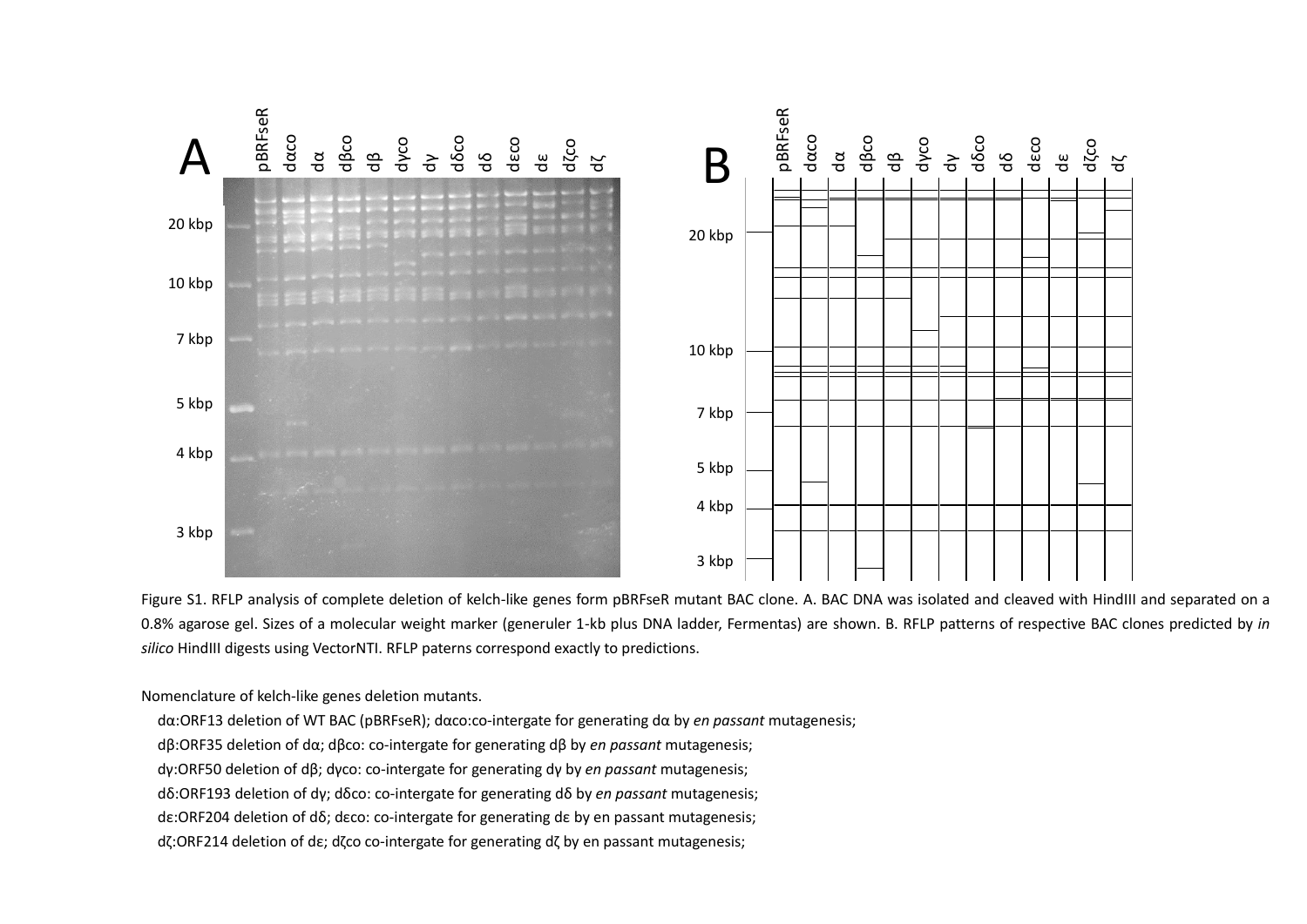Figure S1. RFLP analysis of complete deletion of kelch-like genes form pBRFseR mutant BAC clone. A. BAC DNA was isolated and cleaved with HindIII and separated on a 0.8% agarose gel. Sizes of a molecular weight marker (generuler 1-kb plus DNA ladder, Fermentas) are shown. B. RFLP patterns of respective BAC clones predicted by *in silico* HindIII digests using VectorNTI. RFLP paterns correspond exactly to predictions.

Nomenclature of kelch-like genes deletion mutants.

dα:ORF13 deletion of WT BAC (pBRFseR); dαco:co-intergate for generating dα by *en passant* mutagenesis;

dβ:ORF35 deletion of dα; dβco: co-intergate for generating dβ by *en passant* mutagenesis;

dγ:ORF50 deletion of dβ; dγco: co-intergate for generating dγ by *en passant* mutagenesis;

dδ:ORF193 deletion of dγ; dδco: co-intergate for generating dδ by *en passant* mutagenesis;

dε:ORF204 deletion of dδ; dεco: co-intergate for generating dε by en passant mutagenesis;

dζ:ORF214 deletion of dε; dζco co-intergate for generating dζ by en passant mutagenesis;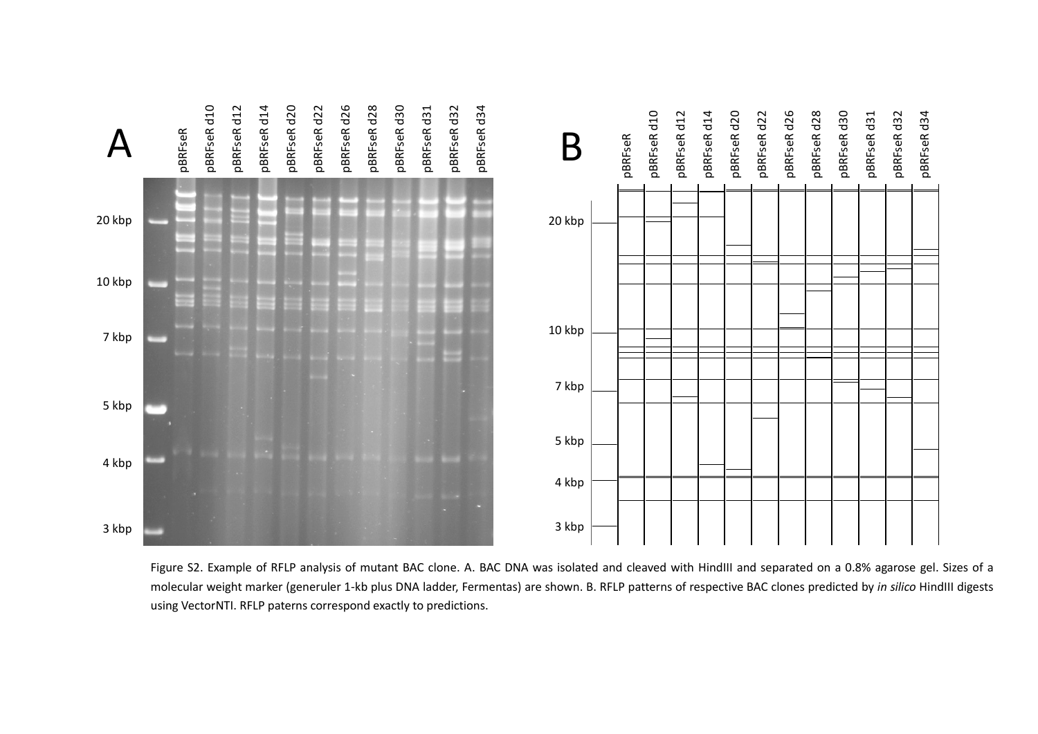A

pBRFseR
pBRFseR d10
pBRFseR d12
pBRFseR d14
pBRFseR d20
pBRFseR d22
pBRFseR d26
pBRFseR d28
pBRFseR d30
pBRFseR d31
pBRFseR d32
pBRFseR d34

20 kbp
10 kbp
7 kbp
5 kbp
4 kbp
3 kbp

B

pBRFseR
pBRFseR d10
pBRFseR d12
pBRFseR d14
pBRFseR d20
pBRFseR d22
pBRFseR d26
pBRFseR d28
pBRFseR d30
pBRFseR d31
pBRFseR d32
pBRFseR d34

20 kbp
10 kbp
7 kbp
5 kbp
4 kbp
3 kbp

Figure S2. Example of RFLP analysis of mutant BAC clone. A. BAC DNA was isolated and cleaved with HindIII and separated on a 0.8% agarose gel. Sizes of a molecular weight marker (generuler 1-kb plus DNA ladder, Fermentas) are shown. B. RFLP patterns of respective BAC clones predicted by *in silico* HindIII digests using VectorNTI. RFLP paterns correspond exactly to predictions.